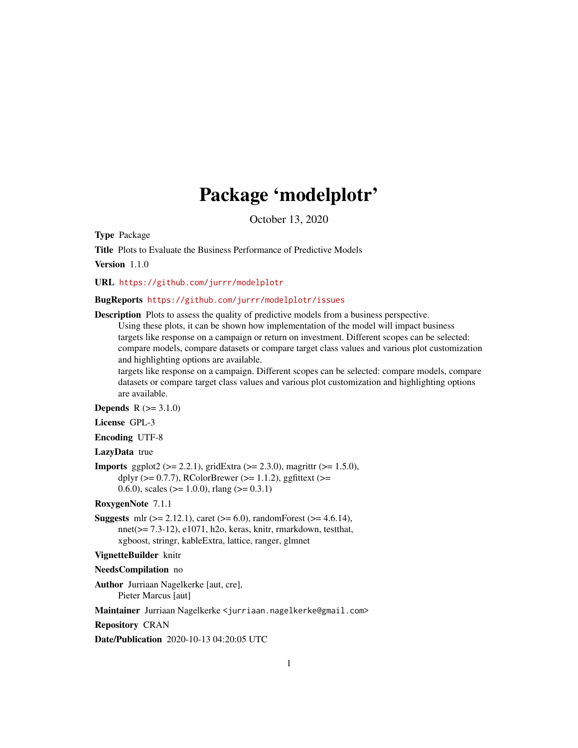# Package 'modelplotr'

October 13, 2020

**Type** Package

**Title** Plots to Evaluate the Business Performance of Predictive Models

**Version** 1.1.0

**URL** https://github.com/jurrr/modelplotr

**BugReports** https://github.com/jurrr/modelplotr/issues

**Description** Plots to assess the quality of predictive models from a business perspective.
Using these plots, it can be shown how implementation of the model will impact business targets like response on a campaign or return on investment. Different scopes can be selected: compare models, compare datasets or compare target class values and various plot customization and highlighting options are available.
targets like response on a campaign. Different scopes can be selected: compare models, compare datasets or compare target class values and various plot customization and highlighting options are available.

**Depends** R (>= 3.1.0)

**License** GPL-3

**Encoding** UTF-8

**LazyData** true

**Imports** ggplot2 (>= 2.2.1), gridExtra (>= 2.3.0), magrittr (>= 1.5.0), dplyr (>= 0.7.7), RColorBrewer (>= 1.1.2), ggfittext (>= 0.6.0), scales (>= 1.0.0), rlang (>= 0.3.1)

**RoxygenNote** 7.1.1

**Suggests** mlr (>= 2.12.1), caret (>= 6.0), randomForest (>= 4.6.14), nnet(>= 7.3-12), e1071, h2o, keras, knitr, rmarkdown, testthat, xgboost, stringr, kableExtra, lattice, ranger, glmnet

**VignetteBuilder** knitr

**NeedsCompilation** no

**Author** Jurriaan Nagelkerke [aut, cre],
Pieter Marcus [aut]

**Maintainer** Jurriaan Nagelkerke <jurriaan.nagelkerke@gmail.com>

**Repository** CRAN

**Date/Publication** 2020-10-13 04:20:05 UTC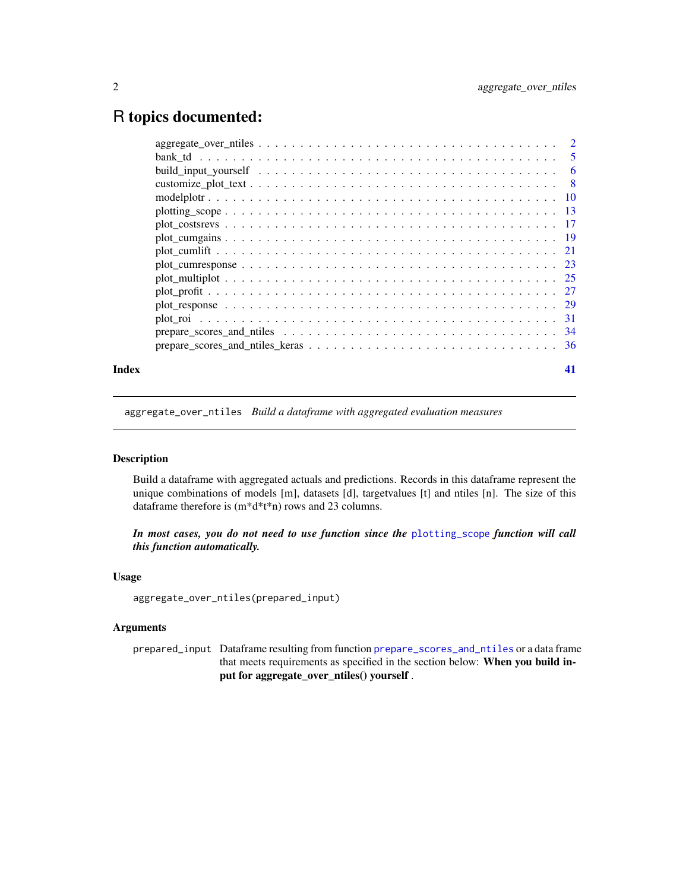# R topics documented:

| | |
|---|---|
| aggregate_over_ntiles | 2 |
| bank_td | 5 |
| build_input_yourself | 6 |
| customize_plot_text | 8 |
| modelplotr | 10 |
| plotting_scope | 13 |
| plot_costsrevs | 17 |
| plot_cumgains | 19 |
| plot_cumlift | 21 |
| plot_cumresponse | 23 |
| plot_multiplot | 25 |
| plot_profit | 27 |
| plot_response | 29 |
| plot_roi | 31 |
| prepare_scores_and_ntiles | 34 |
| prepare_scores_and_ntiles_keras | 36 |

**Index** **41**

---

`aggregate_over_ntiles` *Build a dataframe with aggregated evaluation measures*

---

## Description

Build a dataframe with aggregated actuals and predictions. Records in this dataframe represent the unique combinations of models [m], datasets [d], targetvalues [t] and ntiles [n]. The size of this dataframe therefore is (m*d*t*n) rows and 23 columns.

***In most cases, you do not need to use function since the `plotting_scope` function will call this function automatically.***

## Usage

```
aggregate_over_ntiles(prepared_input)
```

## Arguments

`prepared_input` Dataframe resulting from function `prepare_scores_and_ntiles` or a data frame that meets requirements as specified in the section below: **When you build input for aggregate_over_ntiles() yourself** .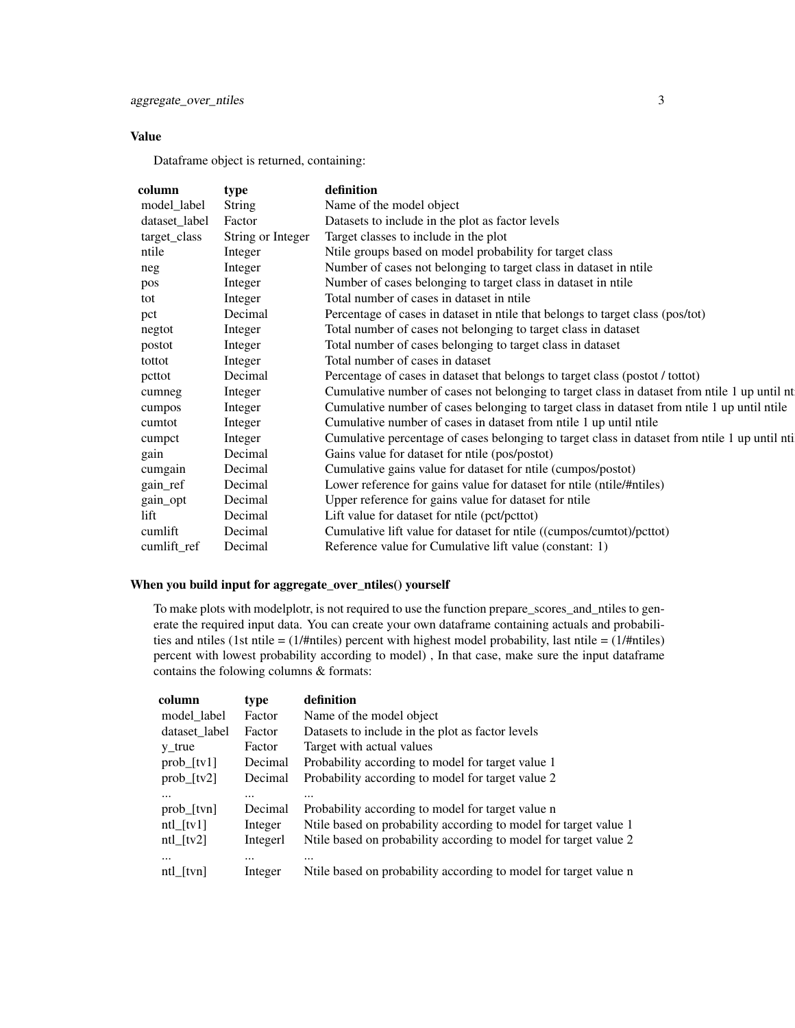### Value

Dataframe object is returned, containing:

| column | type | definition |
|---|---|---|
| model_label | String | Name of the model object |
| dataset_label | Factor | Datasets to include in the plot as factor levels |
| target_class | String or Integer | Target classes to include in the plot |
| ntile | Integer | Ntile groups based on model probability for target class |
| neg | Integer | Number of cases not belonging to target class in dataset in ntile |
| pos | Integer | Number of cases belonging to target class in dataset in ntile |
| tot | Integer | Total number of cases in dataset in ntile |
| pct | Decimal | Percentage of cases in dataset in ntile that belongs to target class (pos/tot) |
| negtot | Integer | Total number of cases not belonging to target class in dataset |
| postot | Integer | Total number of cases belonging to target class in dataset |
| tottot | Integer | Total number of cases in dataset |
| pcttot | Decimal | Percentage of cases in dataset that belongs to target class (postot / tottot) |
| cumneg | Integer | Cumulative number of cases not belonging to target class in dataset from ntile 1 up until nt |
| cumpos | Integer | Cumulative number of cases belonging to target class in dataset from ntile 1 up until ntile |
| cumtot | Integer | Cumulative number of cases in dataset from ntile 1 up until ntile |
| cumpct | Integer | Cumulative percentage of cases belonging to target class in dataset from ntile 1 up until nti |
| gain | Decimal | Gains value for dataset for ntile (pos/postot) |
| cumgain | Decimal | Cumulative gains value for dataset for ntile (cumpos/postot) |
| gain_ref | Decimal | Lower reference for gains value for dataset for ntile (ntile/#ntiles) |
| gain_opt | Decimal | Upper reference for gains value for dataset for ntile |
| lift | Decimal | Lift value for dataset for ntile (pct/pcttot) |
| cumlift | Decimal | Cumulative lift value for dataset for ntile ((cumpos/cumtot)/pcttot) |
| cumlift_ref | Decimal | Reference value for Cumulative lift value (constant: 1) |

### When you build input for aggregate_over_ntiles() yourself

To make plots with modelplotr, is not required to use the function prepare_scores_and_ntiles to generate the required input data. You can create your own dataframe containing actuals and probabilities and ntiles (1st ntile = (1/#ntiles) percent with highest model probability, last ntile = (1/#ntiles) percent with lowest probability according to model) , In that case, make sure the input dataframe contains the folowing columns & formats:

| column | type | definition |
|---|---|---|
| model_label | Factor | Name of the model object |
| dataset_label | Factor | Datasets to include in the plot as factor levels |
| y_true | Factor | Target with actual values |
| prob_[tv1] | Decimal | Probability according to model for target value 1 |
| prob_[tv2] | Decimal | Probability according to model for target value 2 |
| ... | ... | ... |
| prob_[tvn] | Decimal | Probability according to model for target value n |
| ntl_[tv1] | Integer | Ntile based on probability according to model for target value 1 |
| ntl_[tv2] | Integerl | Ntile based on probability according to model for target value 2 |
| ... | ... | ... |
| ntl_[tvn] | Integer | Ntile based on probability according to model for target value n |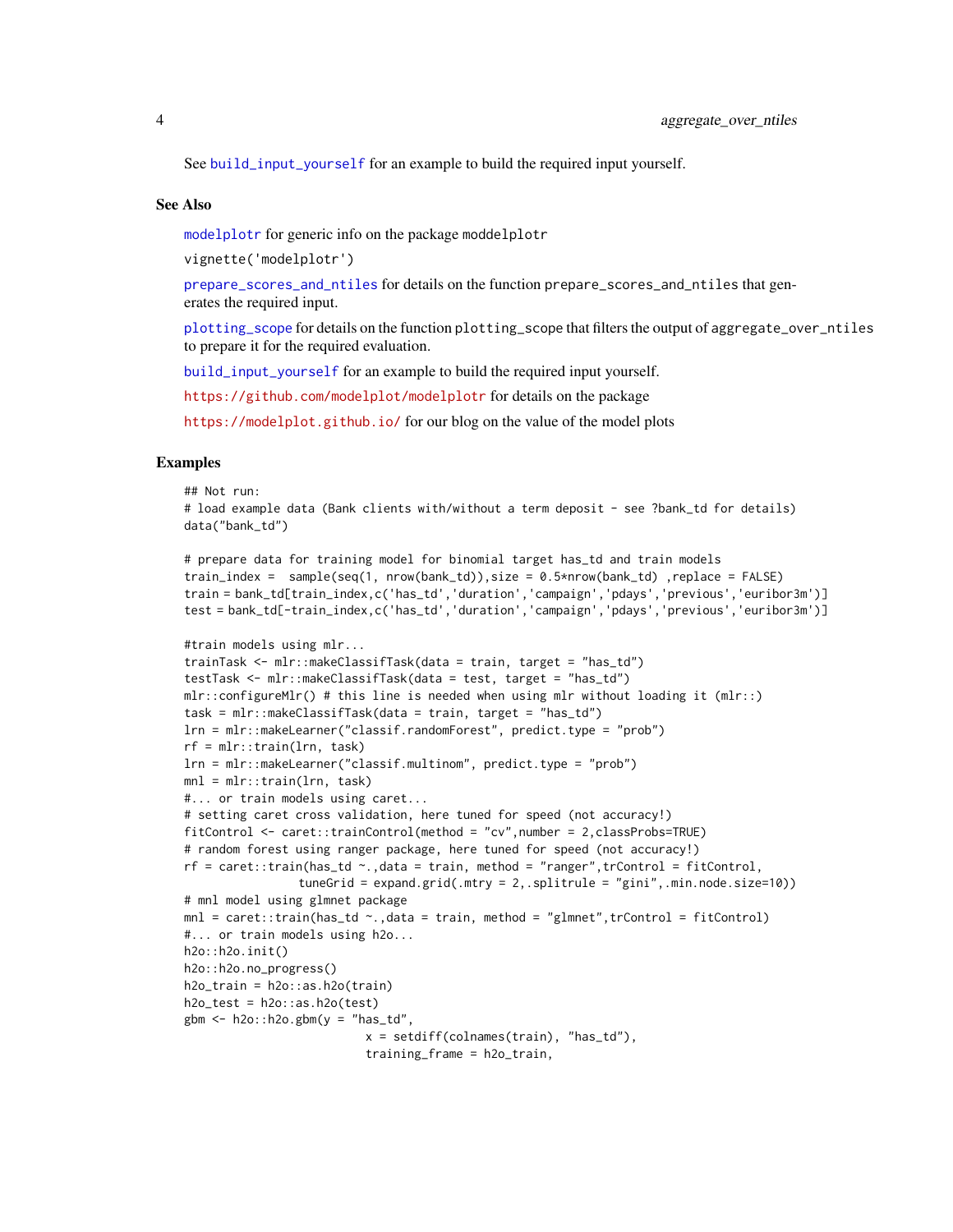See `build_input_yourself` for an example to build the required input yourself.

### See Also

`modelplotr` for generic info on the package `moddelplotr`

`vignette('modelplotr')`

`prepare_scores_and_ntiles` for details on the function `prepare_scores_and_ntiles` that generates the required input.

`plotting_scope` for details on the function `plotting_scope` that filters the output of `aggregate_over_ntiles` to prepare it for the required evaluation.

`build_input_yourself` for an example to build the required input yourself.

https://github.com/modelplot/modelplotr for details on the package

https://modelplot.github.io/ for our blog on the value of the model plots

### Examples

```
## Not run:
# load example data (Bank clients with/without a term deposit - see ?bank_td for details)
data("bank_td")

# prepare data for training model for binomial target has_td and train models
train_index =  sample(seq(1, nrow(bank_td)),size = 0.5*nrow(bank_td) ,replace = FALSE)
train = bank_td[train_index,c('has_td','duration','campaign','pdays','previous','euribor3m')]
test = bank_td[-train_index,c('has_td','duration','campaign','pdays','previous','euribor3m')]

#train models using mlr...
trainTask <- mlr::makeClassifTask(data = train, target = "has_td")
testTask <- mlr::makeClassifTask(data = test, target = "has_td")
mlr::configureMlr() # this line is needed when using mlr without loading it (mlr::)
task = mlr::makeClassifTask(data = train, target = "has_td")
lrn = mlr::makeLearner("classif.randomForest", predict.type = "prob")
rf = mlr::train(lrn, task)
lrn = mlr::makeLearner("classif.multinom", predict.type = "prob")
mnl = mlr::train(lrn, task)
#... or train models using caret...
# setting caret cross validation, here tuned for speed (not accuracy!)
fitControl <- caret::trainControl(method = "cv",number = 2,classProbs=TRUE)
# random forest using ranger package, here tuned for speed (not accuracy!)
rf = caret::train(has_td ~.,data = train, method = "ranger",trControl = fitControl,
                  tuneGrid = expand.grid(.mtry = 2,.splitrule = "gini",.min.node.size=10))
# mnl model using glmnet package
mnl = caret::train(has_td ~.,data = train, method = "glmnet",trControl = fitControl)
#... or train models using h2o...
h2o::h2o.init()
h2o::h2o.no_progress()
h2o_train = h2o::as.h2o(train)
h2o_test = h2o::as.h2o(test)
gbm <- h2o::h2o.gbm(y = "has_td",
                          x = setdiff(colnames(train), "has_td"),
                          training_frame = h2o_train,
```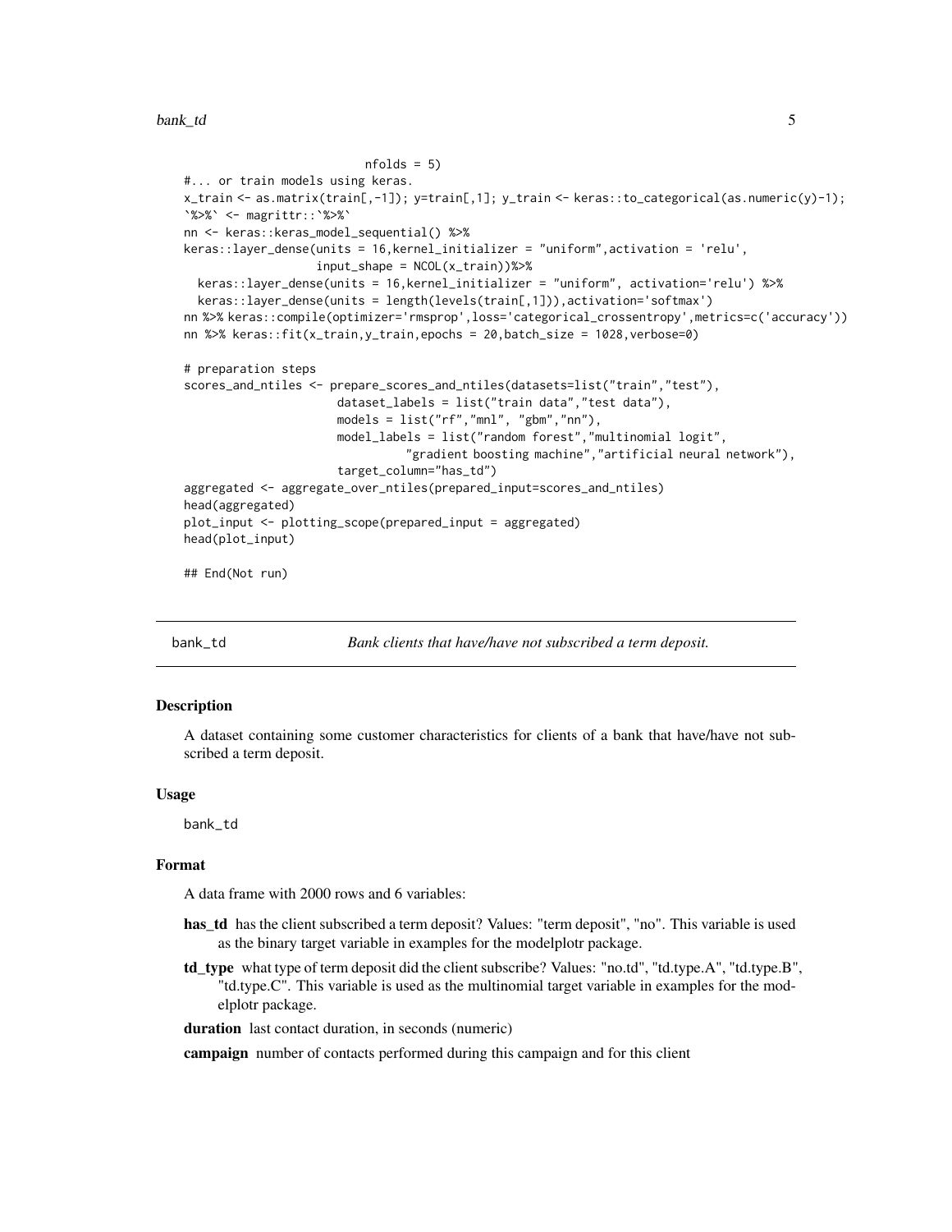```
                          nfolds = 5)
#... or train models using keras.
x_train <- as.matrix(train[,-1]); y=train[,1]; y_train <- keras::to_categorical(as.numeric(y)-1);
`%>%` <- magrittr::`%>%`
nn <- keras::keras_model_sequential() %>%
keras::layer_dense(units = 16,kernel_initializer = "uniform",activation = 'relu',
                   input_shape = NCOL(x_train))%>%
  keras::layer_dense(units = 16,kernel_initializer = "uniform", activation='relu') %>%
  keras::layer_dense(units = length(levels(train[,1])),activation='softmax')
nn %>% keras::compile(optimizer='rmsprop',loss='categorical_crossentropy',metrics=c('accuracy'))
nn %>% keras::fit(x_train,y_train,epochs = 20,batch_size = 1028,verbose=0)

# preparation steps
scores_and_ntiles <- prepare_scores_and_ntiles(datasets=list("train","test"),
                      dataset_labels = list("train data","test data"),
                      models = list("rf","mnl", "gbm","nn"),
                      model_labels = list("random forest","multinomial logit",
                                "gradient boosting machine","artificial neural network"),
                      target_column="has_td")
aggregated <- aggregate_over_ntiles(prepared_input=scores_and_ntiles)
head(aggregated)
plot_input <- plotting_scope(prepared_input = aggregated)
head(plot_input)

## End(Not run)
```

---

## bank_td — *Bank clients that have/have not subscribed a term deposit.*

### Description

A dataset containing some customer characteristics for clients of a bank that have/have not subscribed a term deposit.

### Usage

```
bank_td
```

### Format

A data frame with 2000 rows and 6 variables:

**has_td** has the client subscribed a term deposit? Values: "term deposit", "no". This variable is used as the binary target variable in examples for the modelplotr package.

**td_type** what type of term deposit did the client subscribe? Values: "no.td", "td.type.A", "td.type.B", "td.type.C". This variable is used as the multinomial target variable in examples for the modelplotr package.

**duration** last contact duration, in seconds (numeric)

**campaign** number of contacts performed during this campaign and for this client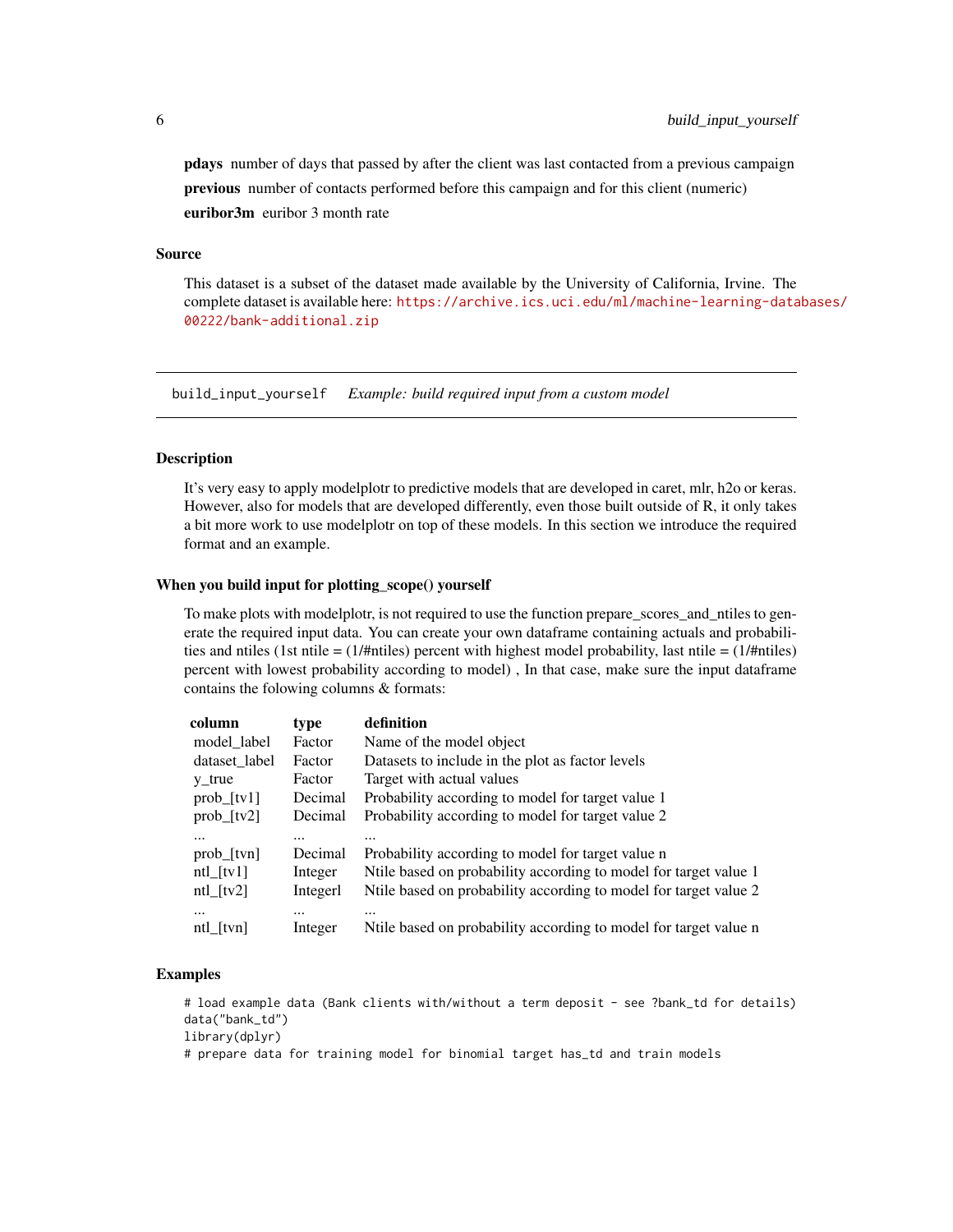**pdays** number of days that passed by after the client was last contacted from a previous campaign

**previous** number of contacts performed before this campaign and for this client (numeric)

**euribor3m** euribor 3 month rate

### Source

This dataset is a subset of the dataset made available by the University of California, Irvine. The complete dataset is available here: https://archive.ics.uci.edu/ml/machine-learning-databases/00222/bank-additional.zip

---

## build_input_yourself *Example: build required input from a custom model*

### Description

It's very easy to apply modelplotr to predictive models that are developed in caret, mlr, h2o or keras. However, also for models that are developed differently, even those built outside of R, it only takes a bit more work to use modelplotr on top of these models. In this section we introduce the required format and an example.

### When you build input for plotting_scope() yourself

To make plots with modelplotr, is not required to use the function prepare_scores_and_ntiles to generate the required input data. You can create your own dataframe containing actuals and probabilities and ntiles (1st ntile = (1/#ntiles) percent with highest model probability, last ntile = (1/#ntiles) percent with lowest probability according to model) , In that case, make sure the input dataframe contains the folowing columns & formats:

| **column** | **type** | **definition** |
|---|---|---|
| model_label | Factor | Name of the model object |
| dataset_label | Factor | Datasets to include in the plot as factor levels |
| y_true | Factor | Target with actual values |
| prob_[tv1] | Decimal | Probability according to model for target value 1 |
| prob_[tv2] | Decimal | Probability according to model for target value 2 |
| ... | ... | ... |
| prob_[tvn] | Decimal | Probability according to model for target value n |
| ntl_[tv1] | Integer | Ntile based on probability according to model for target value 1 |
| ntl_[tv2] | Integerl | Ntile based on probability according to model for target value 2 |
| ... | ... | ... |
| ntl_[tvn] | Integer | Ntile based on probability according to model for target value n |

### Examples

```
# load example data (Bank clients with/without a term deposit - see ?bank_td for details)
data("bank_td")
library(dplyr)
# prepare data for training model for binomial target has_td and train models
```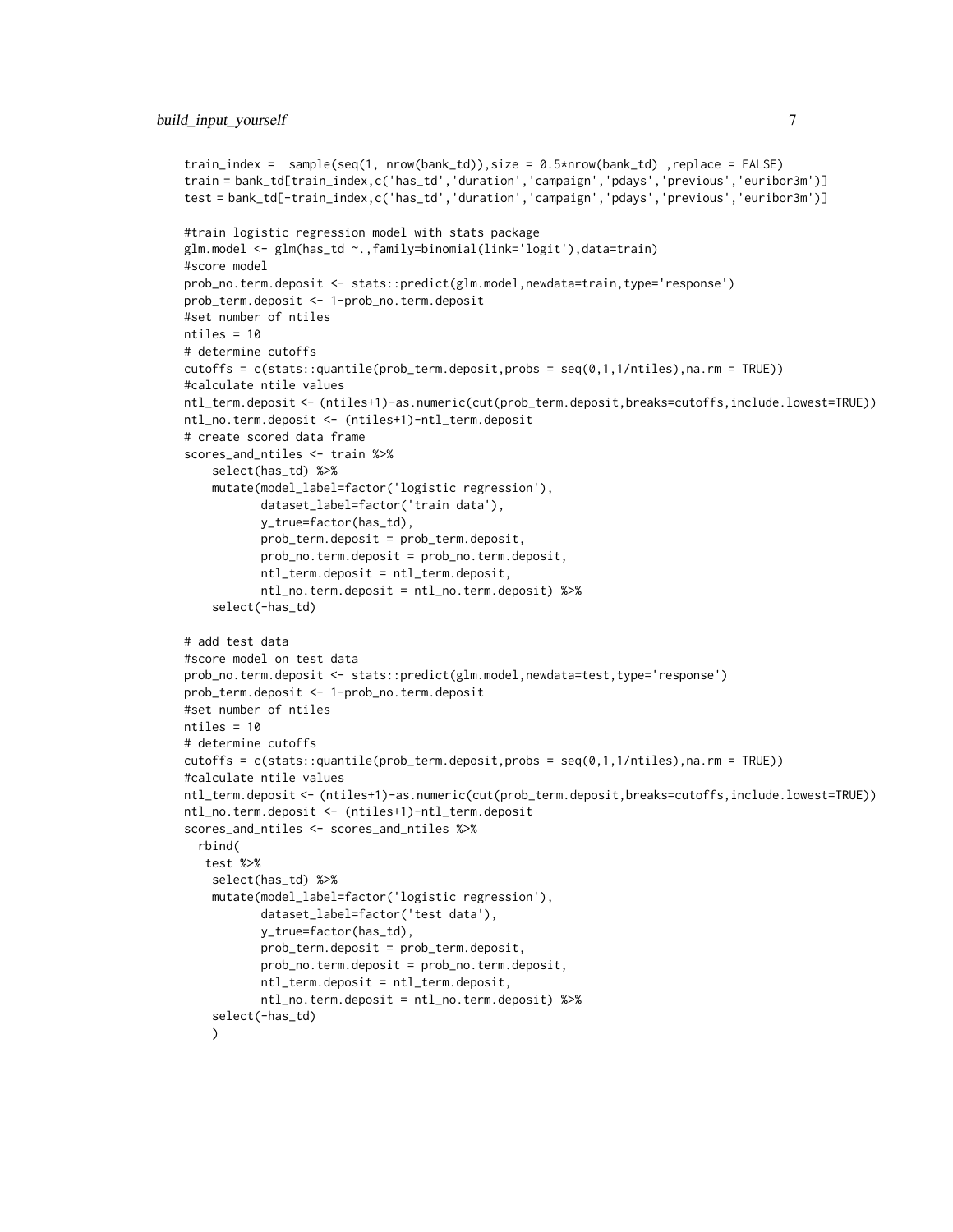```
train_index =  sample(seq(1, nrow(bank_td)),size = 0.5*nrow(bank_td) ,replace = FALSE)
train = bank_td[train_index,c('has_td','duration','campaign','pdays','previous','euribor3m')]
test = bank_td[-train_index,c('has_td','duration','campaign','pdays','previous','euribor3m')]

#train logistic regression model with stats package
glm.model <- glm(has_td ~.,family=binomial(link='logit'),data=train)
#score model
prob_no.term.deposit <- stats::predict(glm.model,newdata=train,type='response')
prob_term.deposit <- 1-prob_no.term.deposit
#set number of ntiles
ntiles = 10
# determine cutoffs
cutoffs = c(stats::quantile(prob_term.deposit,probs = seq(0,1,1/ntiles),na.rm = TRUE))
#calculate ntile values
ntl_term.deposit <- (ntiles+1)-as.numeric(cut(prob_term.deposit,breaks=cutoffs,include.lowest=TRUE))
ntl_no.term.deposit <- (ntiles+1)-ntl_term.deposit
# create scored data frame
scores_and_ntiles <- train %>%
    select(has_td) %>%
    mutate(model_label=factor('logistic regression'),
           dataset_label=factor('train data'),
           y_true=factor(has_td),
           prob_term.deposit = prob_term.deposit,
           prob_no.term.deposit = prob_no.term.deposit,
           ntl_term.deposit = ntl_term.deposit,
           ntl_no.term.deposit = ntl_no.term.deposit) %>%
    select(-has_td)

# add test data
#score model on test data
prob_no.term.deposit <- stats::predict(glm.model,newdata=test,type='response')
prob_term.deposit <- 1-prob_no.term.deposit
#set number of ntiles
ntiles = 10
# determine cutoffs
cutoffs = c(stats::quantile(prob_term.deposit,probs = seq(0,1,1/ntiles),na.rm = TRUE))
#calculate ntile values
ntl_term.deposit <- (ntiles+1)-as.numeric(cut(prob_term.deposit,breaks=cutoffs,include.lowest=TRUE))
ntl_no.term.deposit <- (ntiles+1)-ntl_term.deposit
scores_and_ntiles <- scores_and_ntiles %>%
  rbind(
   test %>%
    select(has_td) %>%
    mutate(model_label=factor('logistic regression'),
           dataset_label=factor('test data'),
           y_true=factor(has_td),
           prob_term.deposit = prob_term.deposit,
           prob_no.term.deposit = prob_no.term.deposit,
           ntl_term.deposit = ntl_term.deposit,
           ntl_no.term.deposit = ntl_no.term.deposit) %>%
    select(-has_td)
    )
```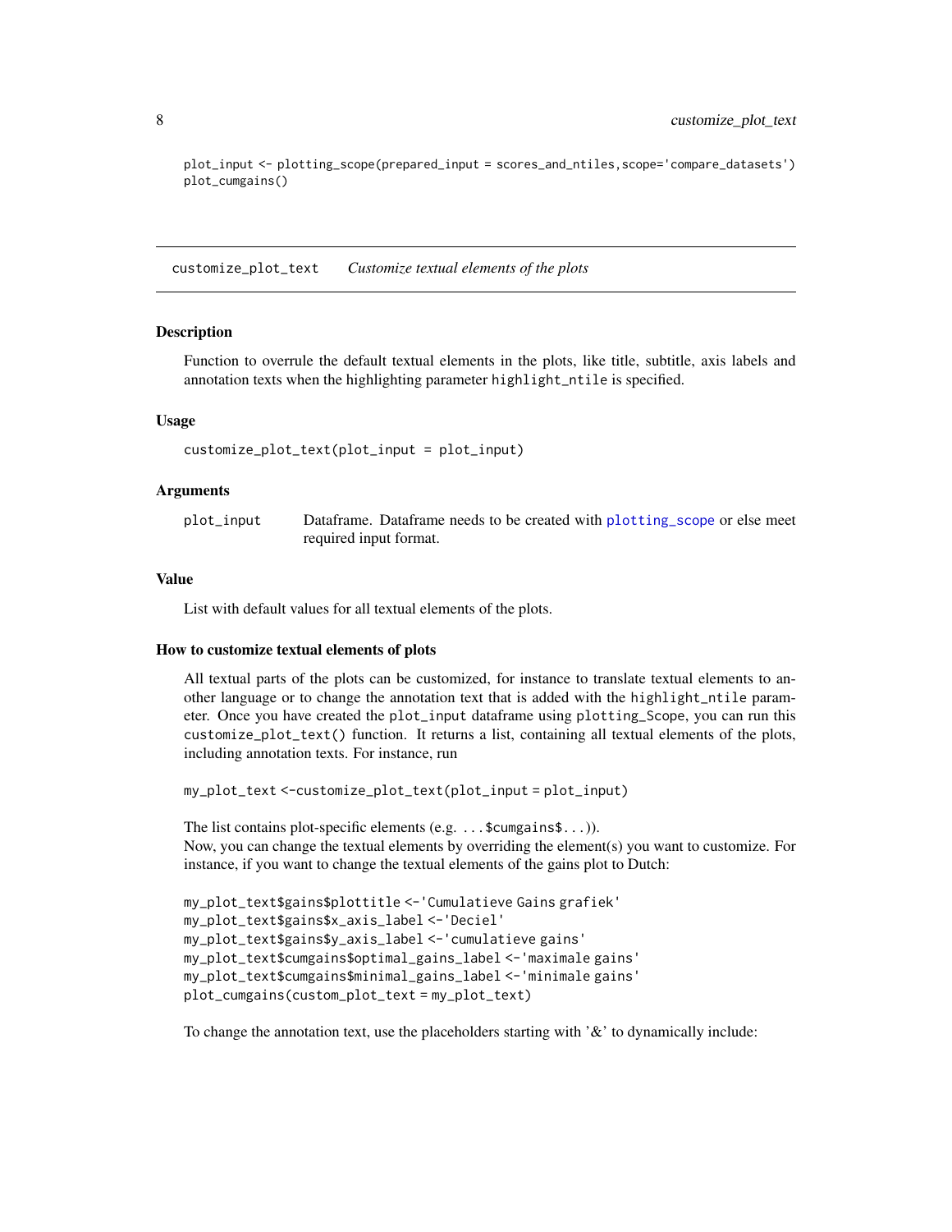```
plot_input <- plotting_scope(prepared_input = scores_and_ntiles,scope='compare_datasets')
plot_cumgains()
```

## customize_plot_text — *Customize textual elements of the plots*

### Description

Function to overrule the default textual elements in the plots, like title, subtitle, axis labels and annotation texts when the highlighting parameter `highlight_ntile` is specified.

### Usage

```
customize_plot_text(plot_input = plot_input)
```

### Arguments

| | |
|---|---|
| `plot_input` | Dataframe. Dataframe needs to be created with `plotting_scope` or else meet required input format. |

### Value

List with default values for all textual elements of the plots.

### How to customize textual elements of plots

All textual parts of the plots can be customized, for instance to translate textual elements to another language or to change the annotation text that is added with the `highlight_ntile` parameter. Once you have created the `plot_input` dataframe using `plotting_Scope`, you can run this `customize_plot_text()` function. It returns a list, containing all textual elements of the plots, including annotation texts. For instance, run

```
my_plot_text <-customize_plot_text(plot_input = plot_input)
```

The list contains plot-specific elements (e.g. `...$cumgains$...`)).
Now, you can change the textual elements by overriding the element(s) you want to customize. For instance, if you want to change the textual elements of the gains plot to Dutch:

```
my_plot_text$gains$plottitle <-'Cumulatieve Gains grafiek'
my_plot_text$gains$x_axis_label <-'Deciel'
my_plot_text$gains$y_axis_label <-'cumulatieve gains'
my_plot_text$cumgains$optimal_gains_label <-'maximale gains'
my_plot_text$cumgains$minimal_gains_label <-'minimale gains'
plot_cumgains(custom_plot_text = my_plot_text)
```

To change the annotation text, use the placeholders starting with '&' to dynamically include: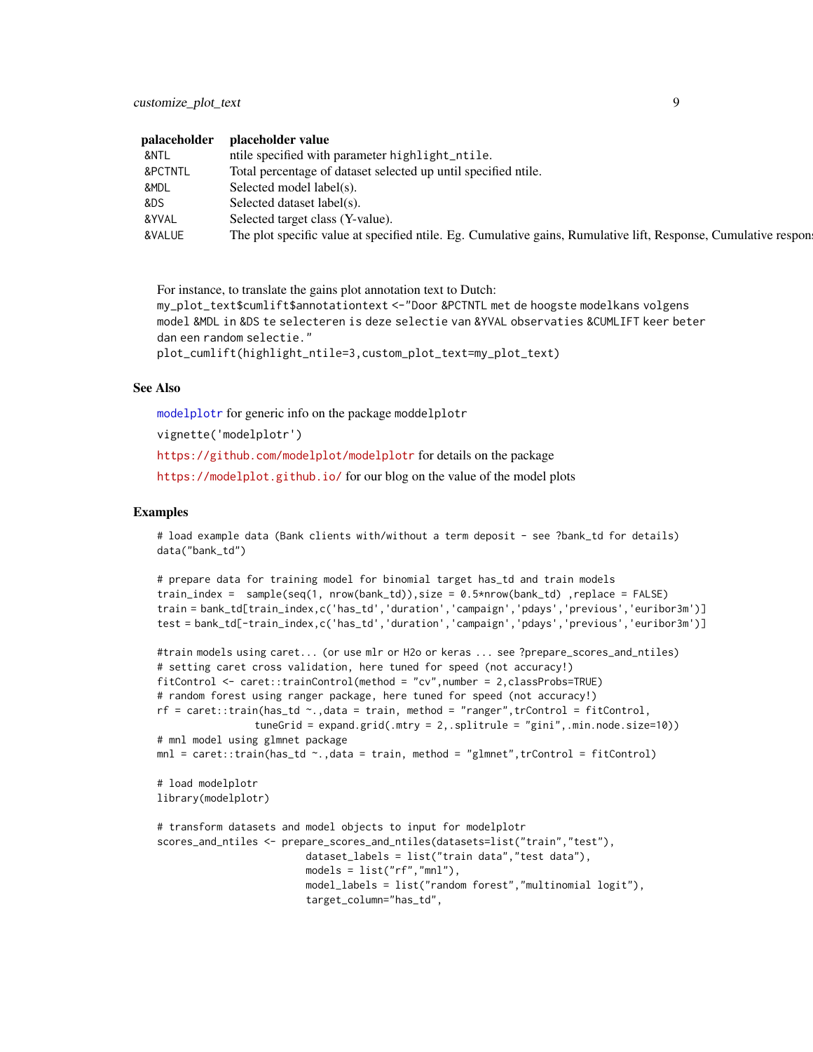| palaceholder | placeholder value |
|---|---|
| &NTL | ntile specified with parameter highlight_ntile. |
| &PCTNTL | Total percentage of dataset selected up until specified ntile. |
| &MDL | Selected model label(s). |
| &DS | Selected dataset label(s). |
| &YVAL | Selected target class (Y-value). |
| &VALUE | The plot specific value at specified ntile. Eg. Cumulative gains, Rumulative lift, Response, Cumulative respons |

For instance, to translate the gains plot annotation text to Dutch:
`my_plot_text$cumlift$annotationtext <-"Door &PCTNTL met de hoogste modelkans volgens model &MDL in &DS te selecteren is deze selectie van &YVAL observaties &CUMLIFT keer beter dan een random selectie."`
`plot_cumlift(highlight_ntile=3,custom_plot_text=my_plot_text)`

## See Also

`modelplotr` for generic info on the package `moddelplotr`

`vignette('modelplotr')`

`https://github.com/modelplot/modelplotr` for details on the package

`https://modelplot.github.io/` for our blog on the value of the model plots

## Examples

```
# load example data (Bank clients with/without a term deposit - see ?bank_td for details)
data("bank_td")

# prepare data for training model for binomial target has_td and train models
train_index =  sample(seq(1, nrow(bank_td)),size = 0.5*nrow(bank_td) ,replace = FALSE)
train = bank_td[train_index,c('has_td','duration','campaign','pdays','previous','euribor3m')]
test = bank_td[-train_index,c('has_td','duration','campaign','pdays','previous','euribor3m')]

#train models using caret... (or use mlr or H2o or keras ... see ?prepare_scores_and_ntiles)
# setting caret cross validation, here tuned for speed (not accuracy!)
fitControl <- caret::trainControl(method = "cv",number = 2,classProbs=TRUE)
# random forest using ranger package, here tuned for speed (not accuracy!)
rf = caret::train(has_td ~.,data = train, method = "ranger",trControl = fitControl,
                tuneGrid = expand.grid(.mtry = 2,.splitrule = "gini",.min.node.size=10))
# mnl model using glmnet package
mnl = caret::train(has_td ~.,data = train, method = "glmnet",trControl = fitControl)

# load modelplotr
library(modelplotr)

# transform datasets and model objects to input for modelplotr
scores_and_ntiles <- prepare_scores_and_ntiles(datasets=list("train","test"),
                        dataset_labels = list("train data","test data"),
                        models = list("rf","mnl"),
                        model_labels = list("random forest","multinomial logit"),
                        target_column="has_td",
```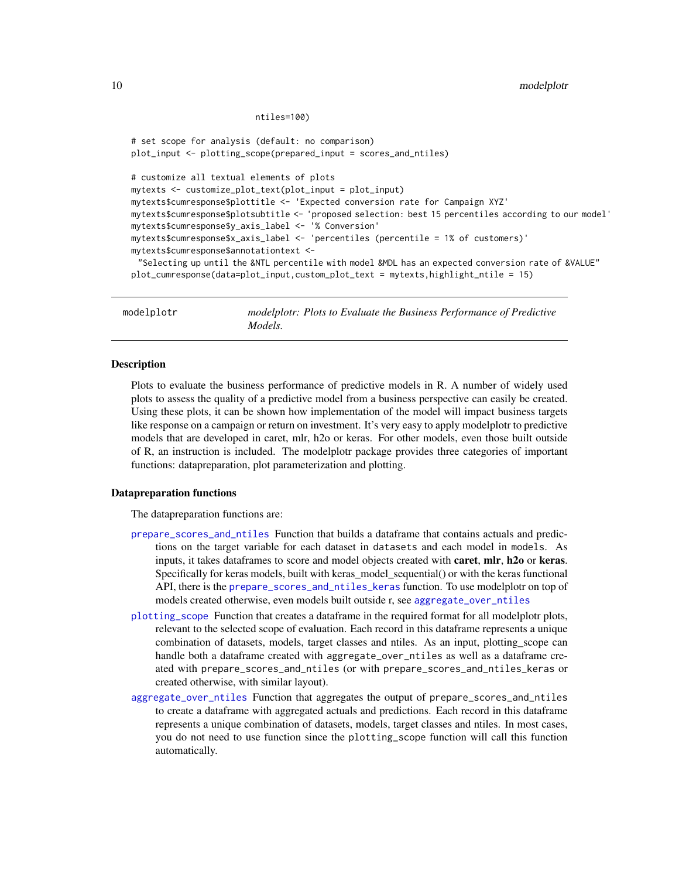```
                         ntiles=100)

# set scope for analysis (default: no comparison)
plot_input <- plotting_scope(prepared_input = scores_and_ntiles)

# customize all textual elements of plots
mytexts <- customize_plot_text(plot_input = plot_input)
mytexts$cumresponse$plottitle <- 'Expected conversion rate for Campaign XYZ'
mytexts$cumresponse$plotsubtitle <- 'proposed selection: best 15 percentiles according to our model'
mytexts$cumresponse$y_axis_label <- '% Conversion'
mytexts$cumresponse$x_axis_label <- 'percentiles (percentile = 1% of customers)'
mytexts$cumresponse$annotationtext <-
 "Selecting up until the &NTL percentile with model &MDL has an expected conversion rate of &VALUE"
plot_cumresponse(data=plot_input,custom_plot_text = mytexts,highlight_ntile = 15)
```

---

## modelplotr — *modelplotr: Plots to Evaluate the Business Performance of Predictive Models.*

---

### Description

Plots to evaluate the business performance of predictive models in R. A number of widely used plots to assess the quality of a predictive model from a business perspective can easily be created. Using these plots, it can be shown how implementation of the model will impact business targets like response on a campaign or return on investment. It's very easy to apply modelplotr to predictive models that are developed in caret, mlr, h2o or keras. For other models, even those built outside of R, an instruction is included. The modelplotr package provides three categories of important functions: datapreparation, plot parameterization and plotting.

### Datapreparation functions

The datapreparation functions are:

- `prepare_scores_and_ntiles` Function that builds a dataframe that contains actuals and predictions on the target variable for each dataset in `datasets` and each model in `models`. As inputs, it takes dataframes to score and model objects created with **caret**, **mlr**, **h2o** or **keras**. Specifically for keras models, built with keras_model_sequential() or with the keras functional API, there is the `prepare_scores_and_ntiles_keras` function. To use modelplotr on top of models created otherwise, even models built outside r, see `aggregate_over_ntiles`
- `plotting_scope` Function that creates a dataframe in the required format for all modelplotr plots, relevant to the selected scope of evaluation. Each record in this dataframe represents a unique combination of datasets, models, target classes and ntiles. As an input, plotting_scope can handle both a dataframe created with `aggregate_over_ntiles` as well as a dataframe created with `prepare_scores_and_ntiles` (or with `prepare_scores_and_ntiles_keras` or created otherwise, with similar layout).
- `aggregate_over_ntiles` Function that aggregates the output of `prepare_scores_and_ntiles` to create a dataframe with aggregated actuals and predictions. Each record in this dataframe represents a unique combination of datasets, models, target classes and ntiles. In most cases, you do not need to use function since the `plotting_scope` function will call this function automatically.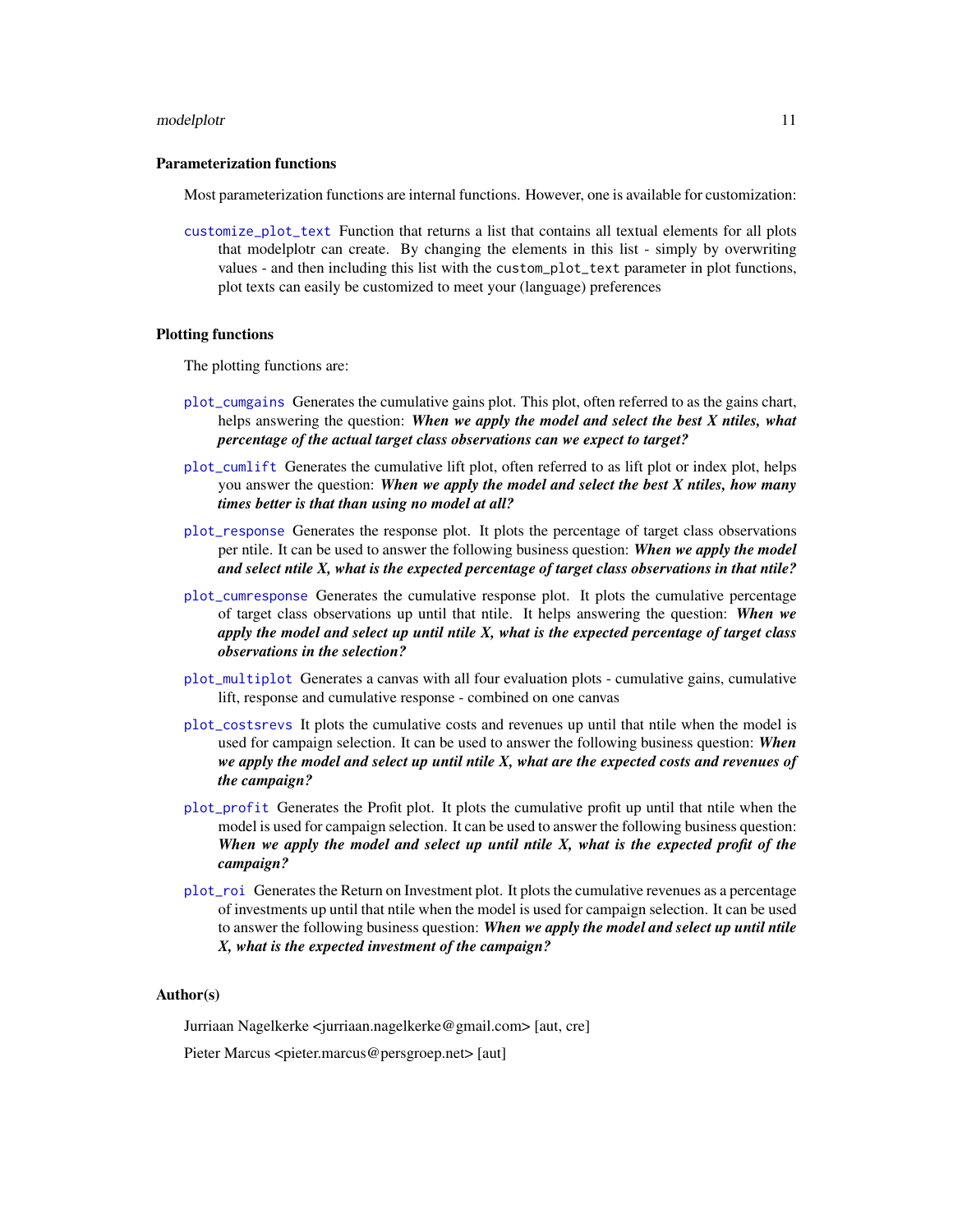### Parameterization functions

Most parameterization functions are internal functions. However, one is available for customization:

`customize_plot_text` Function that returns a list that contains all textual elements for all plots that modelplotr can create. By changing the elements in this list - simply by overwriting values - and then including this list with the `custom_plot_text` parameter in plot functions, plot texts can easily be customized to meet your (language) preferences

### Plotting functions

The plotting functions are:

`plot_cumgains` Generates the cumulative gains plot. This plot, often referred to as the gains chart, helps answering the question: ***When we apply the model and select the best X ntiles, what percentage of the actual target class observations can we expect to target?***

`plot_cumlift` Generates the cumulative lift plot, often referred to as lift plot or index plot, helps you answer the question: ***When we apply the model and select the best X ntiles, how many times better is that than using no model at all?***

`plot_response` Generates the response plot. It plots the percentage of target class observations per ntile. It can be used to answer the following business question: ***When we apply the model and select ntile X, what is the expected percentage of target class observations in that ntile?***

`plot_cumresponse` Generates the cumulative response plot. It plots the cumulative percentage of target class observations up until that ntile. It helps answering the question: ***When we apply the model and select up until ntile X, what is the expected percentage of target class observations in the selection?***

`plot_multiplot` Generates a canvas with all four evaluation plots - cumulative gains, cumulative lift, response and cumulative response - combined on one canvas

`plot_costsrevs` It plots the cumulative costs and revenues up until that ntile when the model is used for campaign selection. It can be used to answer the following business question: ***When we apply the model and select up until ntile X, what are the expected costs and revenues of the campaign?***

`plot_profit` Generates the Profit plot. It plots the cumulative profit up until that ntile when the model is used for campaign selection. It can be used to answer the following business question: ***When we apply the model and select up until ntile X, what is the expected profit of the campaign?***

`plot_roi` Generates the Return on Investment plot. It plots the cumulative revenues as a percentage of investments up until that ntile when the model is used for campaign selection. It can be used to answer the following business question: ***When we apply the model and select up until ntile X, what is the expected investment of the campaign?***

### Author(s)

Jurriaan Nagelkerke <jurriaan.nagelkerke@gmail.com> [aut, cre]

Pieter Marcus <pieter.marcus@persgroep.net> [aut]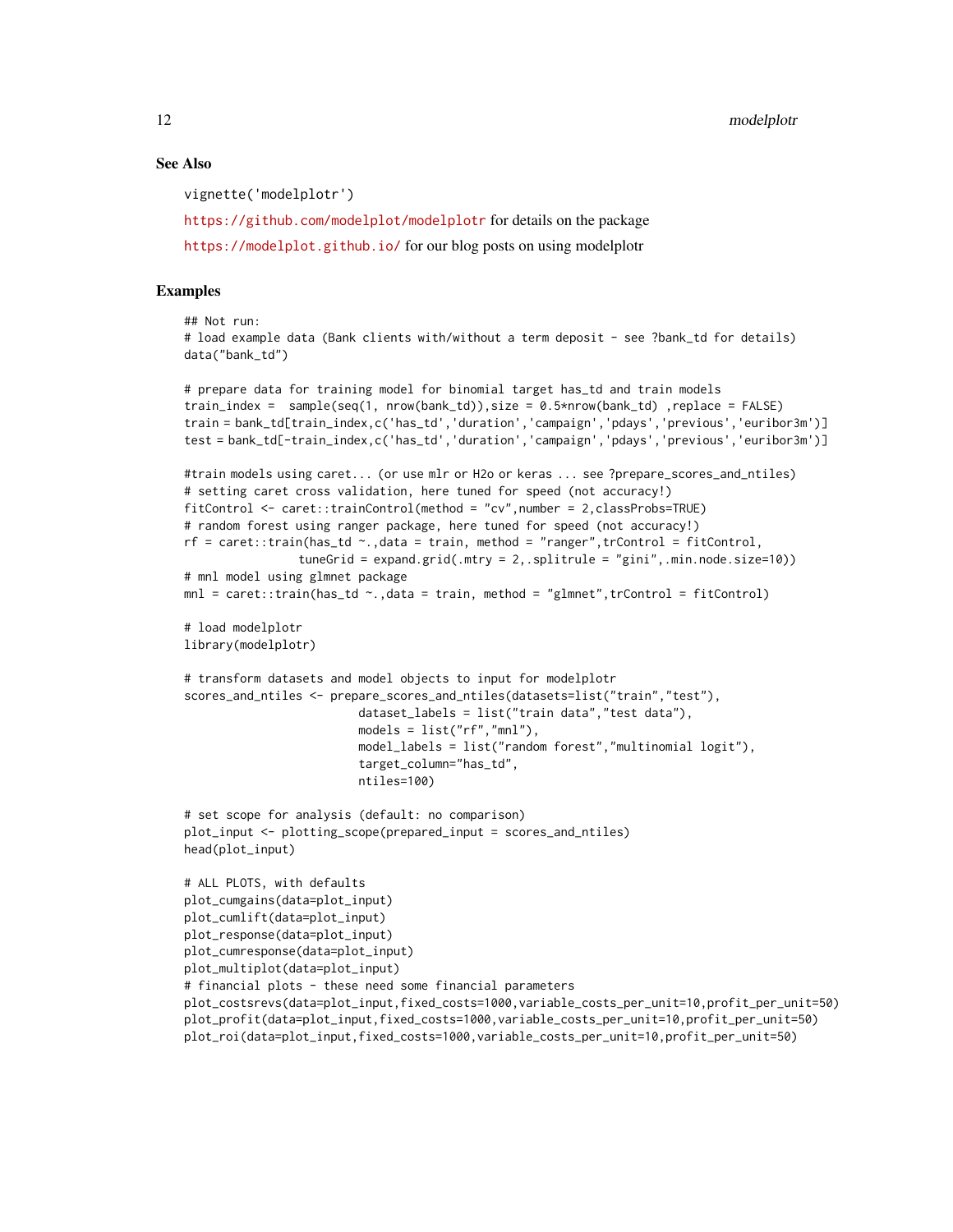### See Also

vignette('modelplotr')

https://github.com/modelplot/modelplotr for details on the package

https://modelplot.github.io/ for our blog posts on using modelplotr

### Examples

```
## Not run:
# load example data (Bank clients with/without a term deposit - see ?bank_td for details)
data("bank_td")

# prepare data for training model for binomial target has_td and train models
train_index =  sample(seq(1, nrow(bank_td)),size = 0.5*nrow(bank_td) ,replace = FALSE)
train = bank_td[train_index,c('has_td','duration','campaign','pdays','previous','euribor3m')]
test = bank_td[-train_index,c('has_td','duration','campaign','pdays','previous','euribor3m')]

#train models using caret... (or use mlr or H2o or keras ... see ?prepare_scores_and_ntiles)
# setting caret cross validation, here tuned for speed (not accuracy!)
fitControl <- caret::trainControl(method = "cv",number = 2,classProbs=TRUE)
# random forest using ranger package, here tuned for speed (not accuracy!)
rf = caret::train(has_td ~.,data = train, method = "ranger",trControl = fitControl,
                tuneGrid = expand.grid(.mtry = 2,.splitrule = "gini",.min.node.size=10))
# mnl model using glmnet package
mnl = caret::train(has_td ~.,data = train, method = "glmnet",trControl = fitControl)

# load modelplotr
library(modelplotr)

# transform datasets and model objects to input for modelplotr
scores_and_ntiles <- prepare_scores_and_ntiles(datasets=list("train","test"),
                        dataset_labels = list("train data","test data"),
                        models = list("rf","mnl"),
                        model_labels = list("random forest","multinomial logit"),
                        target_column="has_td",
                        ntiles=100)

# set scope for analysis (default: no comparison)
plot_input <- plotting_scope(prepared_input = scores_and_ntiles)
head(plot_input)

# ALL PLOTS, with defaults
plot_cumgains(data=plot_input)
plot_cumlift(data=plot_input)
plot_response(data=plot_input)
plot_cumresponse(data=plot_input)
plot_multiplot(data=plot_input)
# financial plots - these need some financial parameters
plot_costsrevs(data=plot_input,fixed_costs=1000,variable_costs_per_unit=10,profit_per_unit=50)
plot_profit(data=plot_input,fixed_costs=1000,variable_costs_per_unit=10,profit_per_unit=50)
plot_roi(data=plot_input,fixed_costs=1000,variable_costs_per_unit=10,profit_per_unit=50)
```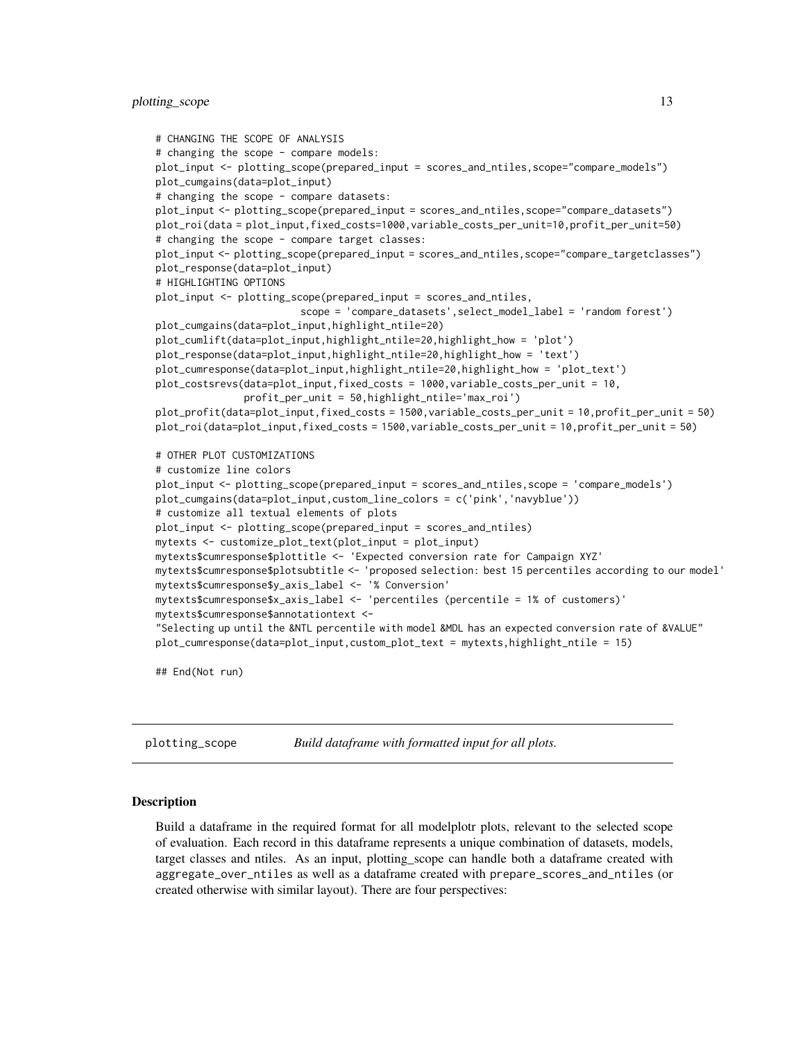```
# CHANGING THE SCOPE OF ANALYSIS
# changing the scope - compare models:
plot_input <- plotting_scope(prepared_input = scores_and_ntiles,scope="compare_models")
plot_cumgains(data=plot_input)
# changing the scope - compare datasets:
plot_input <- plotting_scope(prepared_input = scores_and_ntiles,scope="compare_datasets")
plot_roi(data = plot_input,fixed_costs=1000,variable_costs_per_unit=10,profit_per_unit=50)
# changing the scope - compare target classes:
plot_input <- plotting_scope(prepared_input = scores_and_ntiles,scope="compare_targetclasses")
plot_response(data=plot_input)
# HIGHLIGHTING OPTIONS
plot_input <- plotting_scope(prepared_input = scores_and_ntiles,
                      scope = 'compare_datasets',select_model_label = 'random forest')
plot_cumgains(data=plot_input,highlight_ntile=20)
plot_cumlift(data=plot_input,highlight_ntile=20,highlight_how = 'plot')
plot_response(data=plot_input,highlight_ntile=20,highlight_how = 'text')
plot_cumresponse(data=plot_input,highlight_ntile=20,highlight_how = 'plot_text')
plot_costsrevs(data=plot_input,fixed_costs = 1000,variable_costs_per_unit = 10,
           profit_per_unit = 50,highlight_ntile='max_roi')
plot_profit(data=plot_input,fixed_costs = 1500,variable_costs_per_unit = 10,profit_per_unit = 50)
plot_roi(data=plot_input,fixed_costs = 1500,variable_costs_per_unit = 10,profit_per_unit = 50)

# OTHER PLOT CUSTOMIZATIONS
# customize line colors
plot_input <- plotting_scope(prepared_input = scores_and_ntiles,scope = 'compare_models')
plot_cumgains(data=plot_input,custom_line_colors = c('pink','navyblue'))
# customize all textual elements of plots
plot_input <- plotting_scope(prepared_input = scores_and_ntiles)
mytexts <- customize_plot_text(plot_input = plot_input)
mytexts$cumresponse$plottitle <- 'Expected conversion rate for Campaign XYZ'
mytexts$cumresponse$plotsubtitle <- 'proposed selection: best 15 percentiles according to our model'
mytexts$cumresponse$y_axis_label <- '% Conversion'
mytexts$cumresponse$x_axis_label <- 'percentiles (percentile = 1% of customers)'
mytexts$cumresponse$annotationtext <-
"Selecting up until the &NTL percentile with model &MDL has an expected conversion rate of &VALUE"
plot_cumresponse(data=plot_input,custom_plot_text = mytexts,highlight_ntile = 15)

## End(Not run)
```

---

## plotting_scope — *Build dataframe with formatted input for all plots.*

---

### Description

Build a dataframe in the required format for all modelplotr plots, relevant to the selected scope of evaluation. Each record in this dataframe represents a unique combination of datasets, models, target classes and ntiles. As an input, plotting_scope can handle both a dataframe created with `aggregate_over_ntiles` as well as a dataframe created with `prepare_scores_and_ntiles` (or created otherwise with similar layout). There are four perspectives: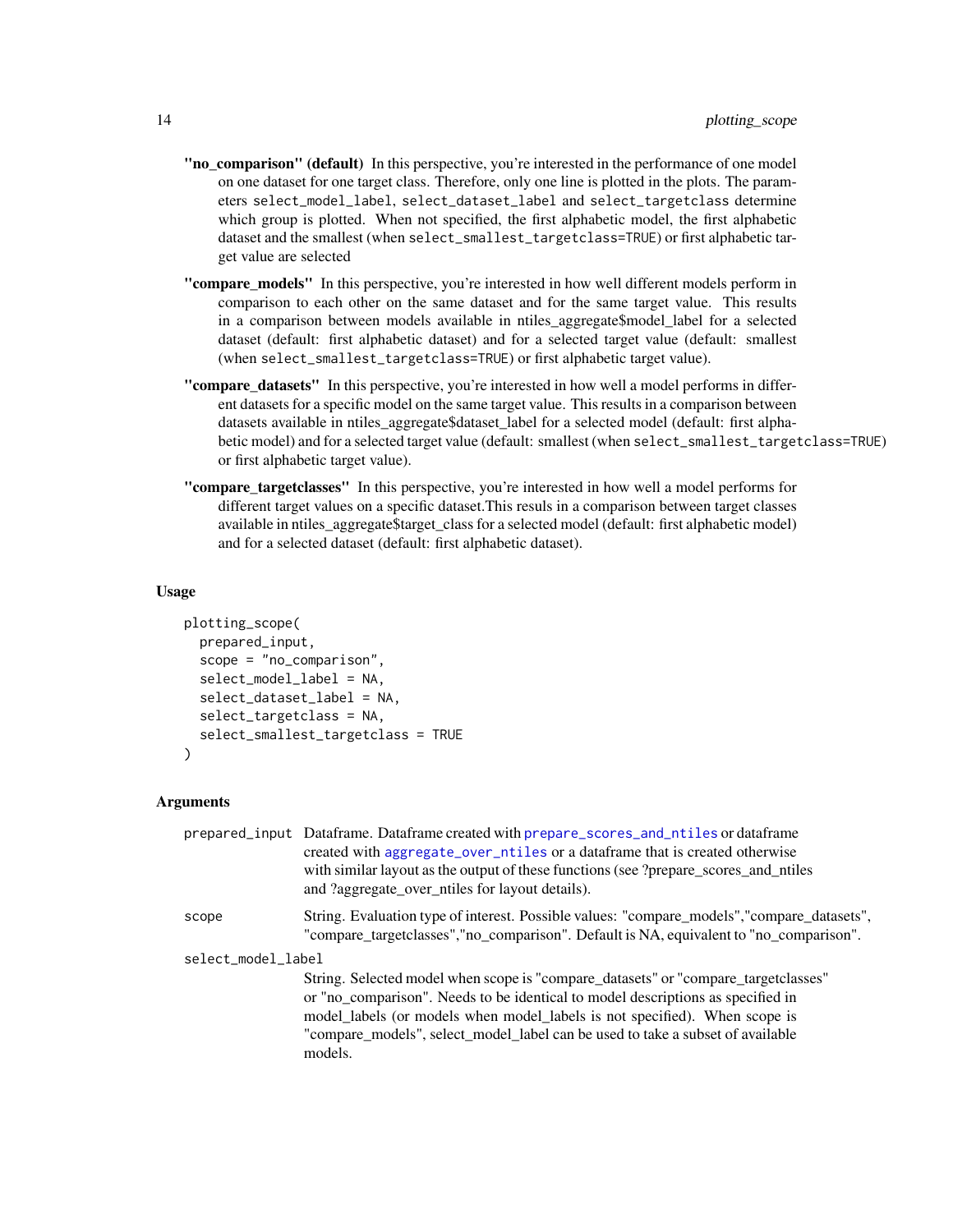**"no_comparison" (default)** In this perspective, you're interested in the performance of one model on one dataset for one target class. Therefore, only one line is plotted in the plots. The parameters `select_model_label`, `select_dataset_label` and `select_targetclass` determine which group is plotted. When not specified, the first alphabetic model, the first alphabetic dataset and the smallest (when `select_smallest_targetclass=TRUE`) or first alphabetic target value are selected

**"compare_models"** In this perspective, you're interested in how well different models perform in comparison to each other on the same dataset and for the same target value. This results in a comparison between models available in ntiles_aggregate$model_label for a selected dataset (default: first alphabetic dataset) and for a selected target value (default: smallest (when `select_smallest_targetclass=TRUE`) or first alphabetic target value).

**"compare_datasets"** In this perspective, you're interested in how well a model performs in different datasets for a specific model on the same target value. This results in a comparison between datasets available in ntiles_aggregate$dataset_label for a selected model (default: first alphabetic model) and for a selected target value (default: smallest (when `select_smallest_targetclass=TRUE`) or first alphabetic target value).

**"compare_targetclasses"** In this perspective, you're interested in how well a model performs for different target values on a specific dataset.This resuls in a comparison between target classes available in ntiles_aggregate$target_class for a selected model (default: first alphabetic model) and for a selected dataset (default: first alphabetic dataset).

### Usage

```
plotting_scope(
  prepared_input,
  scope = "no_comparison",
  select_model_label = NA,
  select_dataset_label = NA,
  select_targetclass = NA,
  select_smallest_targetclass = TRUE
)
```

### Arguments

| | |
|---|---|
| `prepared_input` | Dataframe. Dataframe created with `prepare_scores_and_ntiles` or dataframe created with `aggregate_over_ntiles` or a dataframe that is created otherwise with similar layout as the output of these functions (see ?prepare_scores_and_ntiles and ?aggregate_over_ntiles for layout details). |
| `scope` | String. Evaluation type of interest. Possible values: "compare_models","compare_datasets", "compare_targetclasses","no_comparison". Default is NA, equivalent to "no_comparison". |
| `select_model_label` | String. Selected model when scope is "compare_datasets" or "compare_targetclasses" or "no_comparison". Needs to be identical to model descriptions as specified in model_labels (or models when model_labels is not specified). When scope is "compare_models", select_model_label can be used to take a subset of available models. |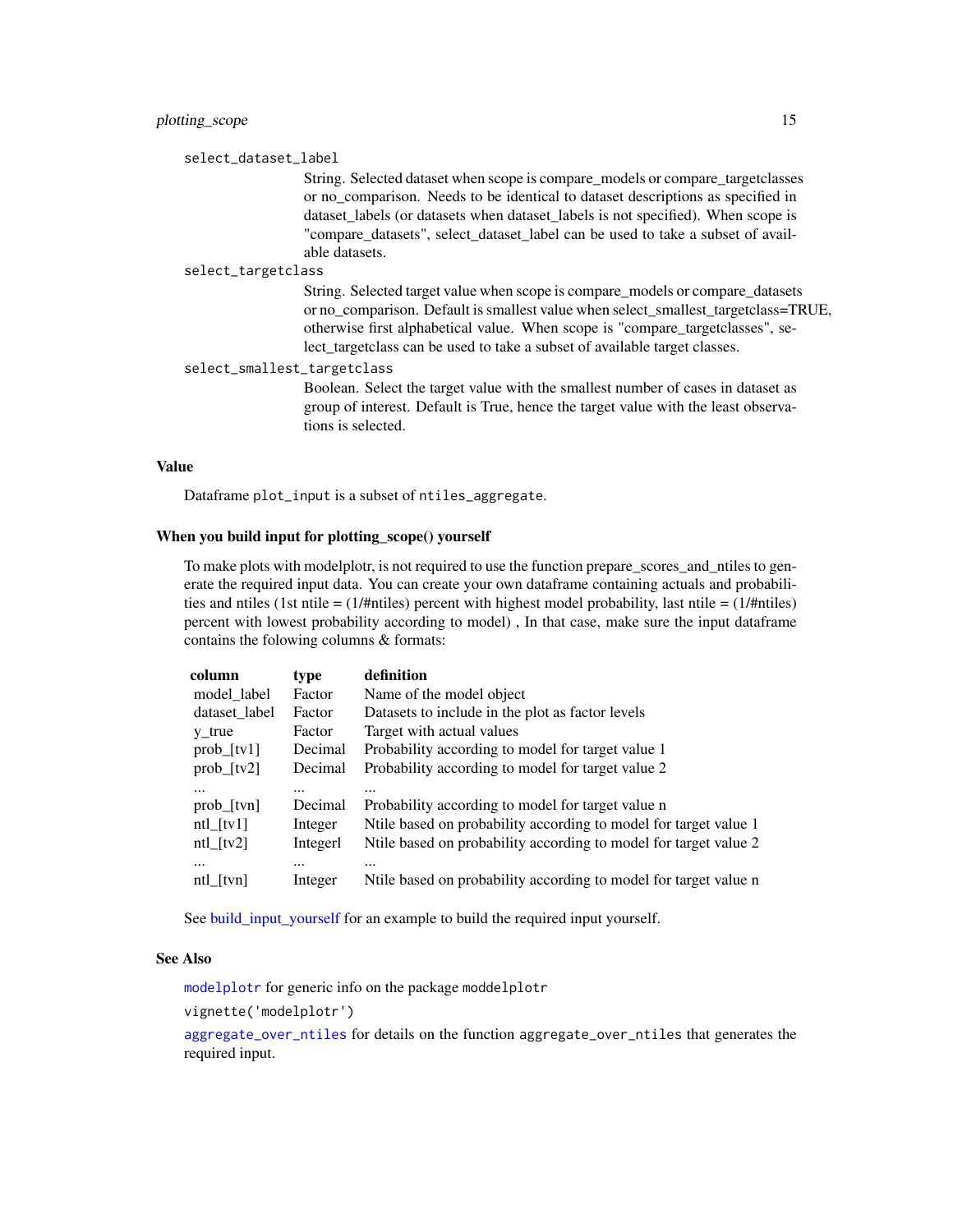`select_dataset_label`
: String. Selected dataset when scope is compare_models or compare_targetclasses or no_comparison. Needs to be identical to dataset descriptions as specified in dataset_labels (or datasets when dataset_labels is not specified). When scope is "compare_datasets", select_dataset_label can be used to take a subset of available datasets.

`select_targetclass`
: String. Selected target value when scope is compare_models or compare_datasets or no_comparison. Default is smallest value when select_smallest_targetclass=TRUE, otherwise first alphabetical value. When scope is "compare_targetclasses", select_targetclass can be used to take a subset of available target classes.

`select_smallest_targetclass`
: Boolean. Select the target value with the smallest number of cases in dataset as group of interest. Default is True, hence the target value with the least observations is selected.

## Value

Dataframe `plot_input` is a subset of `ntiles_aggregate`.

## When you build input for plotting_scope() yourself

To make plots with modelplotr, is not required to use the function prepare_scores_and_ntiles to generate the required input data. You can create your own dataframe containing actuals and probabilities and ntiles (1st ntile = (1/#ntiles) percent with highest model probability, last ntile = (1/#ntiles) percent with lowest probability according to model) , In that case, make sure the input dataframe contains the folowing columns & formats:

| column | type | definition |
|---|---|---|
| model_label | Factor | Name of the model object |
| dataset_label | Factor | Datasets to include in the plot as factor levels |
| y_true | Factor | Target with actual values |
| prob_[tv1] | Decimal | Probability according to model for target value 1 |
| prob_[tv2] | Decimal | Probability according to model for target value 2 |
| ... | ... | ... |
| prob_[tvn] | Decimal | Probability according to model for target value n |
| ntl_[tv1] | Integer | Ntile based on probability according to model for target value 1 |
| ntl_[tv2] | Integerl | Ntile based on probability according to model for target value 2 |
| ... | ... | ... |
| ntl_[tvn] | Integer | Ntile based on probability according to model for target value n |

See build_input_yourself for an example to build the required input yourself.

## See Also

`modelplotr` for generic info on the package `moddelplotr`

`vignette('modelplotr')`

`aggregate_over_ntiles` for details on the function `aggregate_over_ntiles` that generates the required input.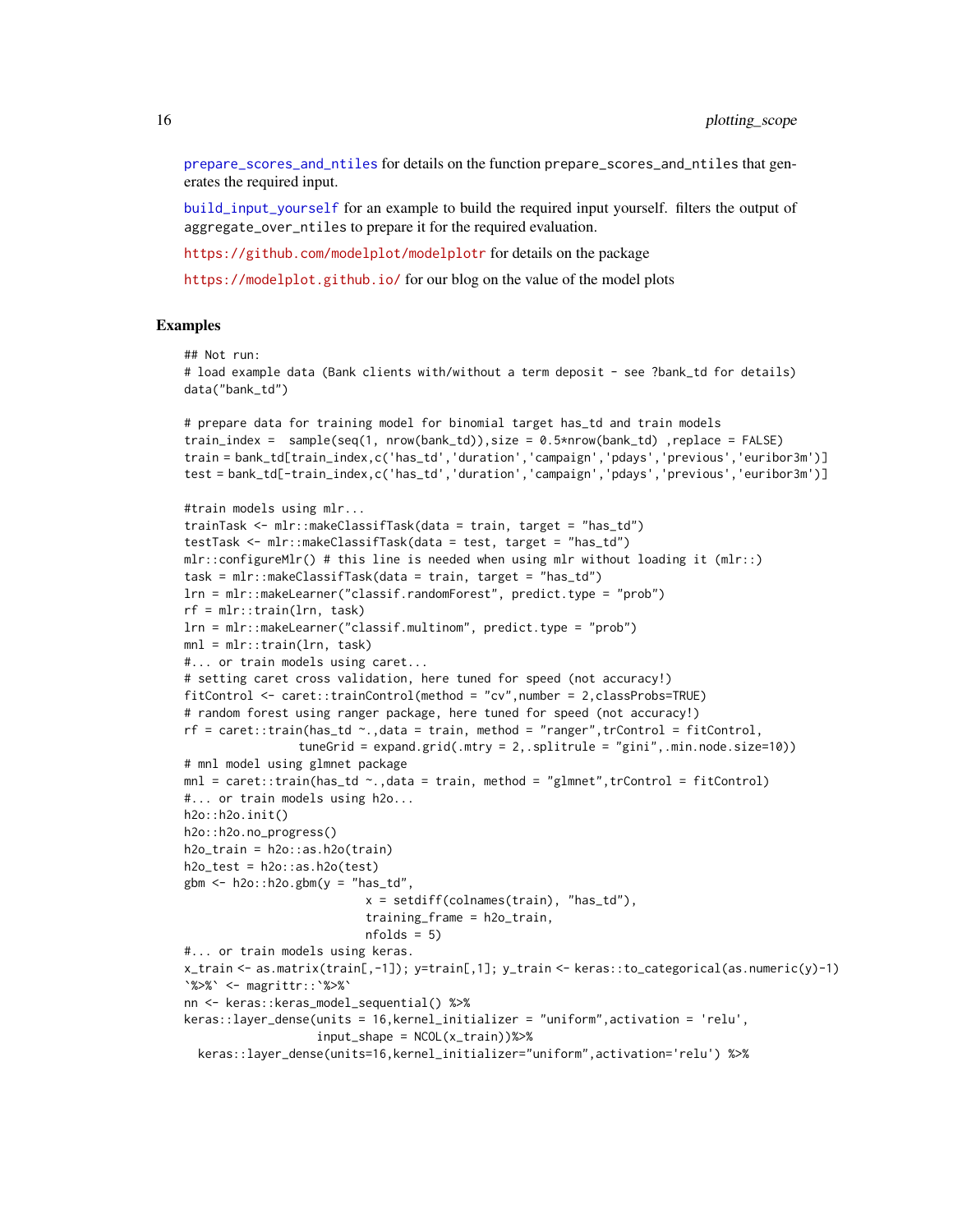prepare_scores_and_ntiles for details on the function prepare_scores_and_ntiles that generates the required input.

build_input_yourself for an example to build the required input yourself. filters the output of aggregate_over_ntiles to prepare it for the required evaluation.

https://github.com/modelplot/modelplotr for details on the package

https://modelplot.github.io/ for our blog on the value of the model plots

### Examples

```
## Not run:
# load example data (Bank clients with/without a term deposit - see ?bank_td for details)
data("bank_td")

# prepare data for training model for binomial target has_td and train models
train_index =  sample(seq(1, nrow(bank_td)),size = 0.5*nrow(bank_td) ,replace = FALSE)
train = bank_td[train_index,c('has_td','duration','campaign','pdays','previous','euribor3m')]
test = bank_td[-train_index,c('has_td','duration','campaign','pdays','previous','euribor3m')]

#train models using mlr...
trainTask <- mlr::makeClassifTask(data = train, target = "has_td")
testTask <- mlr::makeClassifTask(data = test, target = "has_td")
mlr::configureMlr() # this line is needed when using mlr without loading it (mlr::)
task = mlr::makeClassifTask(data = train, target = "has_td")
lrn = mlr::makeLearner("classif.randomForest", predict.type = "prob")
rf = mlr::train(lrn, task)
lrn = mlr::makeLearner("classif.multinom", predict.type = "prob")
mnl = mlr::train(lrn, task)
#... or train models using caret...
# setting caret cross validation, here tuned for speed (not accuracy!)
fitControl <- caret::trainControl(method = "cv",number = 2,classProbs=TRUE)
# random forest using ranger package, here tuned for speed (not accuracy!)
rf = caret::train(has_td ~.,data = train, method = "ranger",trControl = fitControl,
                tuneGrid = expand.grid(.mtry = 2,.splitrule = "gini",.min.node.size=10))
# mnl model using glmnet package
mnl = caret::train(has_td ~.,data = train, method = "glmnet",trControl = fitControl)
#... or train models using h2o...
h2o::h2o.init()
h2o::h2o.no_progress()
h2o_train = h2o::as.h2o(train)
h2o_test = h2o::as.h2o(test)
gbm <- h2o::h2o.gbm(y = "has_td",
                          x = setdiff(colnames(train), "has_td"),
                          training_frame = h2o_train,
                          nfolds = 5)
#... or train models using keras.
x_train <- as.matrix(train[,-1]); y=train[,1]; y_train <- keras::to_categorical(as.numeric(y)-1)
`%>%` <- magrittr::`%>%`
nn <- keras::keras_model_sequential() %>%
keras::layer_dense(units = 16,kernel_initializer = "uniform",activation = 'relu',
                   input_shape = NCOL(x_train))%>%
  keras::layer_dense(units=16,kernel_initializer="uniform",activation='relu') %>%
```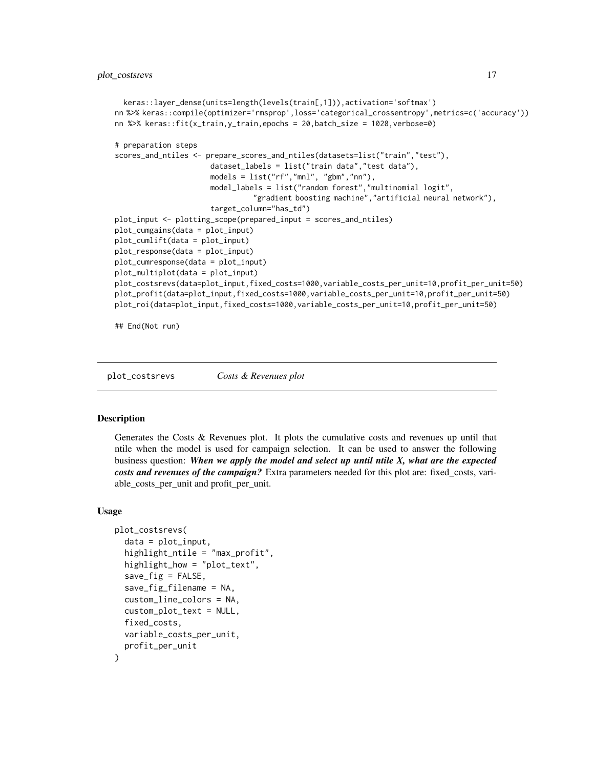```
  keras::layer_dense(units=length(levels(train[,1])),activation='softmax')
nn %>% keras::compile(optimizer='rmsprop',loss='categorical_crossentropy',metrics=c('accuracy'))
nn %>% keras::fit(x_train,y_train,epochs = 20,batch_size = 1028,verbose=0)

# preparation steps
scores_and_ntiles <- prepare_scores_and_ntiles(datasets=list("train","test"),
                      dataset_labels = list("train data","test data"),
                      models = list("rf","mnl", "gbm","nn"),
                      model_labels = list("random forest","multinomial logit",
                                "gradient boosting machine","artificial neural network"),
                      target_column="has_td")
plot_input <- plotting_scope(prepared_input = scores_and_ntiles)
plot_cumgains(data = plot_input)
plot_cumlift(data = plot_input)
plot_response(data = plot_input)
plot_cumresponse(data = plot_input)
plot_multiplot(data = plot_input)
plot_costsrevs(data=plot_input,fixed_costs=1000,variable_costs_per_unit=10,profit_per_unit=50)
plot_profit(data=plot_input,fixed_costs=1000,variable_costs_per_unit=10,profit_per_unit=50)
plot_roi(data=plot_input,fixed_costs=1000,variable_costs_per_unit=10,profit_per_unit=50)

## End(Not run)
```

---

## plot_costsrevs *Costs & Revenues plot*

---

### Description

Generates the Costs & Revenues plot. It plots the cumulative costs and revenues up until that ntile when the model is used for campaign selection. It can be used to answer the following business question: ***When we apply the model and select up until ntile X, what are the expected costs and revenues of the campaign?*** Extra parameters needed for this plot are: fixed_costs, variable_costs_per_unit and profit_per_unit.

### Usage

```
plot_costsrevs(
  data = plot_input,
  highlight_ntile = "max_profit",
  highlight_how = "plot_text",
  save_fig = FALSE,
  save_fig_filename = NA,
  custom_line_colors = NA,
  custom_plot_text = NULL,
  fixed_costs,
  variable_costs_per_unit,
  profit_per_unit
)
```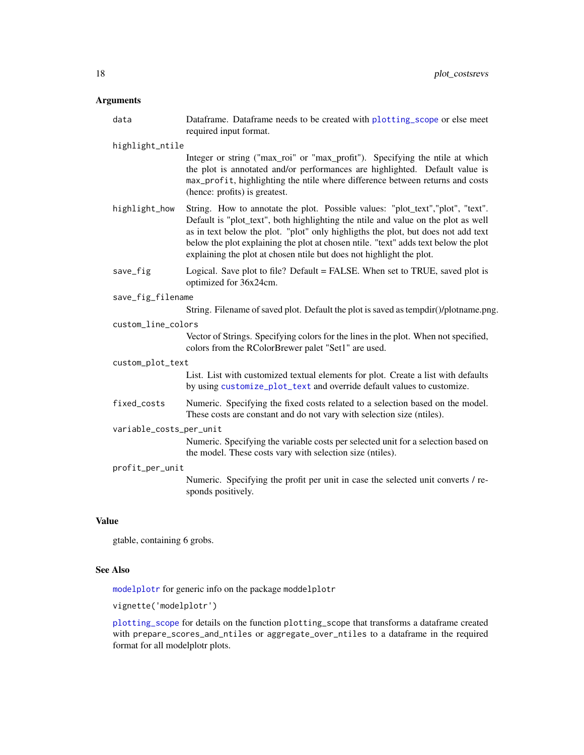## Arguments

**data**
Dataframe. Dataframe needs to be created with plotting_scope or else meet required input format.

**highlight_ntile**
Integer or string ("max_roi" or "max_profit"). Specifying the ntile at which the plot is annotated and/or performances are highlighted. Default value is `max_profit`, highlighting the ntile where difference between returns and costs (hence: profits) is greatest.

**highlight_how**
String. How to annotate the plot. Possible values: "plot_text","plot", "text". Default is "plot_text", both highlighting the ntile and value on the plot as well as in text below the plot. "plot" only highligths the plot, but does not add text below the plot explaining the plot at chosen ntile. "text" adds text below the plot explaining the plot at chosen ntile but does not highlight the plot.

**save_fig**
Logical. Save plot to file? Default = FALSE. When set to TRUE, saved plot is optimized for 36x24cm.

**save_fig_filename**
String. Filename of saved plot. Default the plot is saved as tempdir()/plotname.png.

**custom_line_colors**
Vector of Strings. Specifying colors for the lines in the plot. When not specified, colors from the RColorBrewer palet "Set1" are used.

**custom_plot_text**
List. List with customized textual elements for plot. Create a list with defaults by using customize_plot_text and override default values to customize.

**fixed_costs**
Numeric. Specifying the fixed costs related to a selection based on the model. These costs are constant and do not vary with selection size (ntiles).

**variable_costs_per_unit**
Numeric. Specifying the variable costs per selected unit for a selection based on the model. These costs vary with selection size (ntiles).

**profit_per_unit**
Numeric. Specifying the profit per unit in case the selected unit converts / responds positively.

## Value

gtable, containing 6 grobs.

## See Also

modelplotr for generic info on the package `moddelplotr`

`vignette('modelplotr')`

plotting_scope for details on the function `plotting_scope` that transforms a dataframe created with `prepare_scores_and_ntiles` or `aggregate_over_ntiles` to a dataframe in the required format for all modelplotr plots.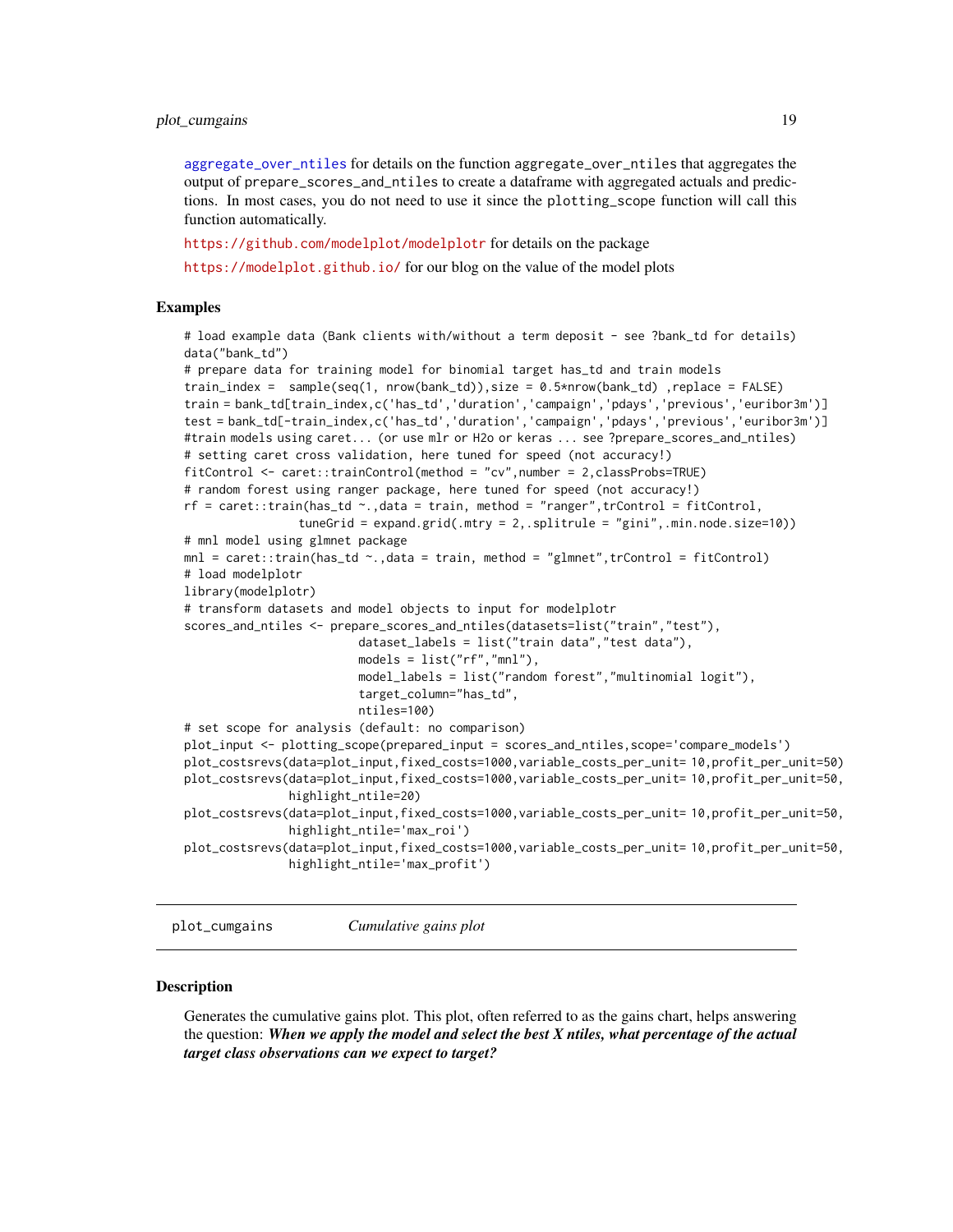aggregate_over_ntiles for details on the function aggregate_over_ntiles that aggregates the output of prepare_scores_and_ntiles to create a dataframe with aggregated actuals and predictions. In most cases, you do not need to use it since the plotting_scope function will call this function automatically.

https://github.com/modelplot/modelplotr for details on the package

https://modelplot.github.io/ for our blog on the value of the model plots

### Examples

```
# load example data (Bank clients with/without a term deposit - see ?bank_td for details)
data("bank_td")
# prepare data for training model for binomial target has_td and train models
train_index =  sample(seq(1, nrow(bank_td)),size = 0.5*nrow(bank_td) ,replace = FALSE)
train = bank_td[train_index,c('has_td','duration','campaign','pdays','previous','euribor3m')]
test = bank_td[-train_index,c('has_td','duration','campaign','pdays','previous','euribor3m')]
#train models using caret... (or use mlr or H2o or keras ... see ?prepare_scores_and_ntiles)
# setting caret cross validation, here tuned for speed (not accuracy!)
fitControl <- caret::trainControl(method = "cv",number = 2,classProbs=TRUE)
# random forest using ranger package, here tuned for speed (not accuracy!)
rf = caret::train(has_td ~.,data = train, method = "ranger",trControl = fitControl,
                 tuneGrid = expand.grid(.mtry = 2,.splitrule = "gini",.min.node.size=10))
# mnl model using glmnet package
mnl = caret::train(has_td ~.,data = train, method = "glmnet",trControl = fitControl)
# load modelplotr
library(modelplotr)
# transform datasets and model objects to input for modelplotr
scores_and_ntiles <- prepare_scores_and_ntiles(datasets=list("train","test"),
                         dataset_labels = list("train data","test data"),
                         models = list("rf","mnl"),
                         model_labels = list("random forest","multinomial logit"),
                         target_column="has_td",
                         ntiles=100)
# set scope for analysis (default: no comparison)
plot_input <- plotting_scope(prepared_input = scores_and_ntiles,scope='compare_models')
plot_costsrevs(data=plot_input,fixed_costs=1000,variable_costs_per_unit= 10,profit_per_unit=50)
plot_costsrevs(data=plot_input,fixed_costs=1000,variable_costs_per_unit= 10,profit_per_unit=50,
              highlight_ntile=20)
plot_costsrevs(data=plot_input,fixed_costs=1000,variable_costs_per_unit= 10,profit_per_unit=50,
              highlight_ntile='max_roi')
plot_costsrevs(data=plot_input,fixed_costs=1000,variable_costs_per_unit= 10,profit_per_unit=50,
              highlight_ntile='max_profit')
```

## plot_cumgains *Cumulative gains plot*

### Description

Generates the cumulative gains plot. This plot, often referred to as the gains chart, helps answering the question: ***When we apply the model and select the best X ntiles, what percentage of the actual target class observations can we expect to target?***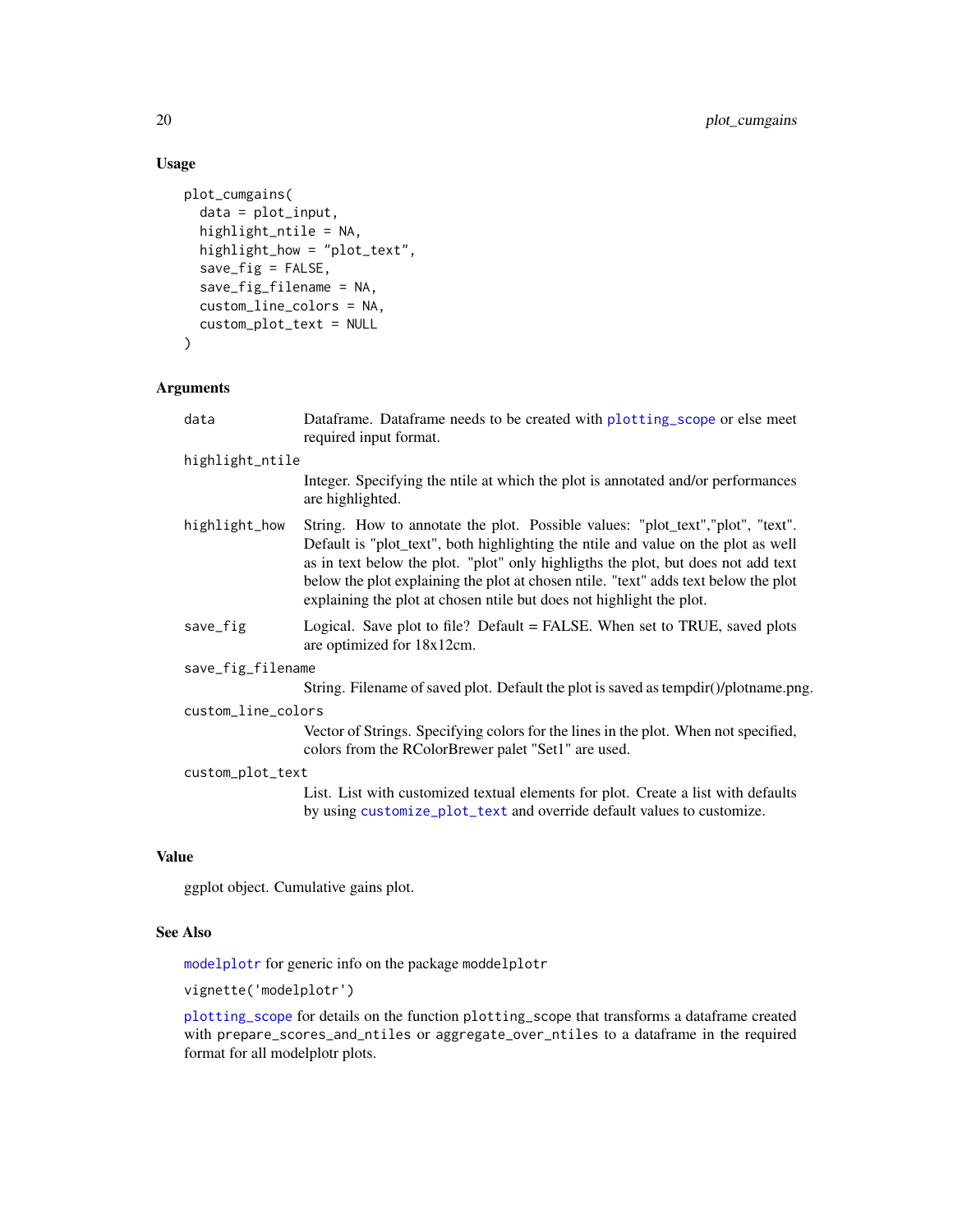### Usage

```
plot_cumgains(
  data = plot_input,
  highlight_ntile = NA,
  highlight_how = "plot_text",
  save_fig = FALSE,
  save_fig_filename = NA,
  custom_line_colors = NA,
  custom_plot_text = NULL
)
```

### Arguments

| | |
|---|---|
| data | Dataframe. Dataframe needs to be created with plotting_scope or else meet required input format. |
| highlight_ntile | Integer. Specifying the ntile at which the plot is annotated and/or performances are highlighted. |
| highlight_how | String. How to annotate the plot. Possible values: "plot_text","plot", "text". Default is "plot_text", both highlighting the ntile and value on the plot as well as in text below the plot. "plot" only highligths the plot, but does not add text below the plot explaining the plot at chosen ntile. "text" adds text below the plot explaining the plot at chosen ntile but does not highlight the plot. |
| save_fig | Logical. Save plot to file? Default = FALSE. When set to TRUE, saved plots are optimized for 18x12cm. |
| save_fig_filename | String. Filename of saved plot. Default the plot is saved as tempdir()/plotname.png. |
| custom_line_colors | Vector of Strings. Specifying colors for the lines in the plot. When not specified, colors from the RColorBrewer palet "Set1" are used. |
| custom_plot_text | List. List with customized textual elements for plot. Create a list with defaults by using customize_plot_text and override default values to customize. |

### Value

ggplot object. Cumulative gains plot.

### See Also

modelplotr for generic info on the package moddelplotr

vignette('modelplotr')

plotting_scope for details on the function plotting_scope that transforms a dataframe created with prepare_scores_and_ntiles or aggregate_over_ntiles to a dataframe in the required format for all modelplotr plots.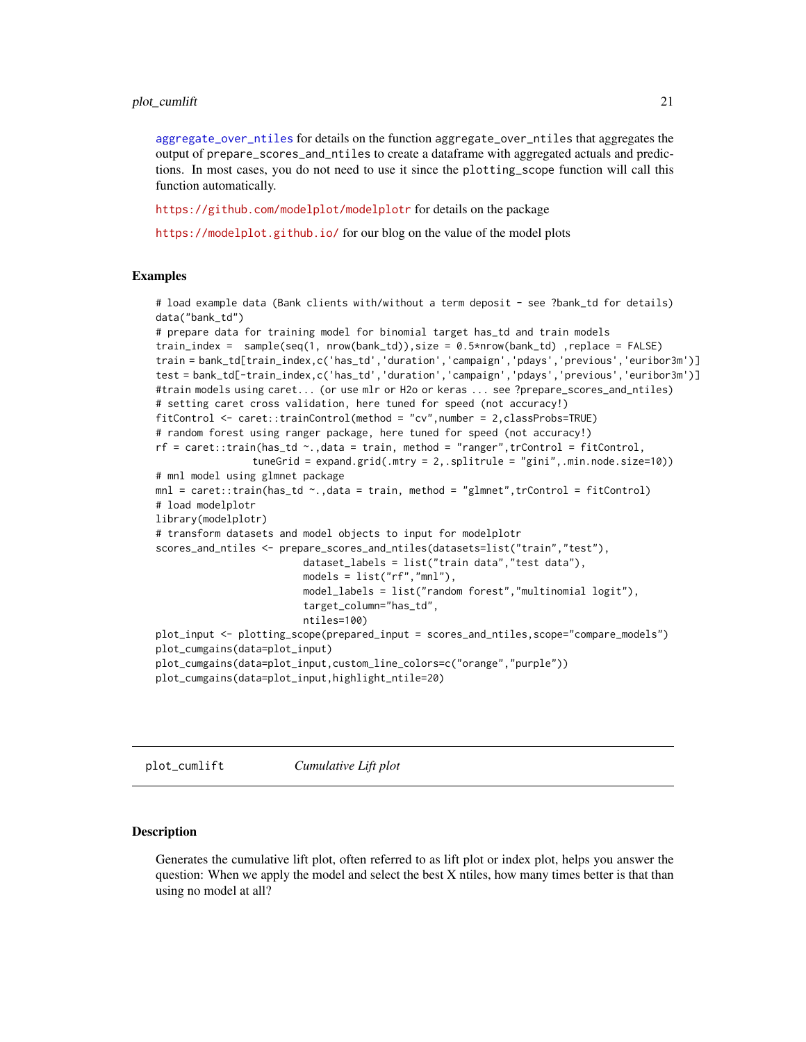aggregate_over_ntiles for details on the function aggregate_over_ntiles that aggregates the output of prepare_scores_and_ntiles to create a dataframe with aggregated actuals and predictions. In most cases, you do not need to use it since the plotting_scope function will call this function automatically.

https://github.com/modelplot/modelplotr for details on the package

https://modelplot.github.io/ for our blog on the value of the model plots

## Examples

```
# load example data (Bank clients with/without a term deposit - see ?bank_td for details)
data("bank_td")
# prepare data for training model for binomial target has_td and train models
train_index =  sample(seq(1, nrow(bank_td)),size = 0.5*nrow(bank_td) ,replace = FALSE)
train = bank_td[train_index,c('has_td','duration','campaign','pdays','previous','euribor3m')]
test = bank_td[-train_index,c('has_td','duration','campaign','pdays','previous','euribor3m')]
#train models using caret... (or use mlr or H2o or keras ... see ?prepare_scores_and_ntiles)
# setting caret cross validation, here tuned for speed (not accuracy!)
fitControl <- caret::trainControl(method = "cv",number = 2,classProbs=TRUE)
# random forest using ranger package, here tuned for speed (not accuracy!)
rf = caret::train(has_td ~.,data = train, method = "ranger",trControl = fitControl,
                 tuneGrid = expand.grid(.mtry = 2,.splitrule = "gini",.min.node.size=10))
# mnl model using glmnet package
mnl = caret::train(has_td ~.,data = train, method = "glmnet",trControl = fitControl)
# load modelplotr
library(modelplotr)
# transform datasets and model objects to input for modelplotr
scores_and_ntiles <- prepare_scores_and_ntiles(datasets=list("train","test"),
                         dataset_labels = list("train data","test data"),
                         models = list("rf","mnl"),
                         model_labels = list("random forest","multinomial logit"),
                         target_column="has_td",
                         ntiles=100)
plot_input <- plotting_scope(prepared_input = scores_and_ntiles,scope="compare_models")
plot_cumgains(data=plot_input)
plot_cumgains(data=plot_input,custom_line_colors=c("orange","purple"))
plot_cumgains(data=plot_input,highlight_ntile=20)
```

---

# plot_cumlift *Cumulative Lift plot*

## Description

Generates the cumulative lift plot, often referred to as lift plot or index plot, helps you answer the question: When we apply the model and select the best X ntiles, how many times better is that than using no model at all?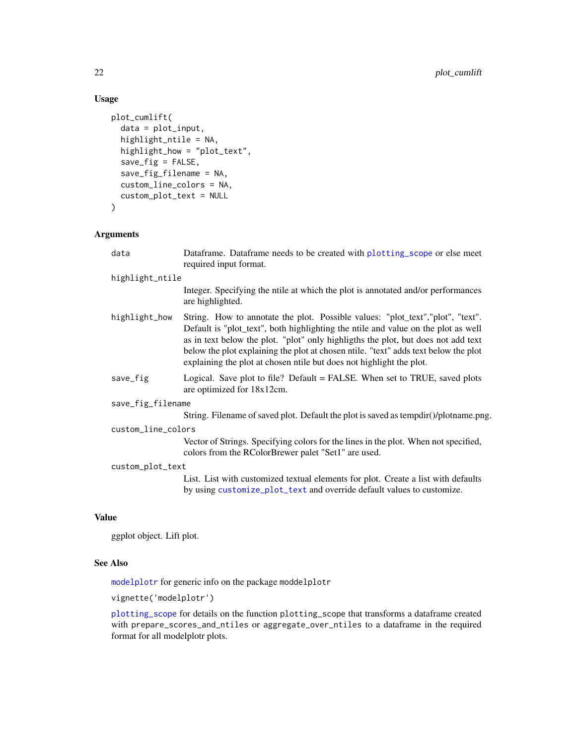### Usage

```
plot_cumlift(
  data = plot_input,
  highlight_ntile = NA,
  highlight_how = "plot_text",
  save_fig = FALSE,
  save_fig_filename = NA,
  custom_line_colors = NA,
  custom_plot_text = NULL
)
```

### Arguments

`data` Dataframe. Dataframe needs to be created with `plotting_scope` or else meet required input format.

`highlight_ntile` Integer. Specifying the ntile at which the plot is annotated and/or performances are highlighted.

`highlight_how` String. How to annotate the plot. Possible values: "plot_text","plot", "text". Default is "plot_text", both highlighting the ntile and value on the plot as well as in text below the plot. "plot" only highligths the plot, but does not add text below the plot explaining the plot at chosen ntile. "text" adds text below the plot explaining the plot at chosen ntile but does not highlight the plot.

`save_fig` Logical. Save plot to file? Default = FALSE. When set to TRUE, saved plots are optimized for 18x12cm.

`save_fig_filename` String. Filename of saved plot. Default the plot is saved as tempdir()/plotname.png.

`custom_line_colors` Vector of Strings. Specifying colors for the lines in the plot. When not specified, colors from the RColorBrewer palet "Set1" are used.

`custom_plot_text` List. List with customized textual elements for plot. Create a list with defaults by using `customize_plot_text` and override default values to customize.

### Value

ggplot object. Lift plot.

### See Also

`modelplotr` for generic info on the package `moddelplotr`

`vignette('modelplotr')`

`plotting_scope` for details on the function `plotting_scope` that transforms a dataframe created with `prepare_scores_and_ntiles` or `aggregate_over_ntiles` to a dataframe in the required format for all modelplotr plots.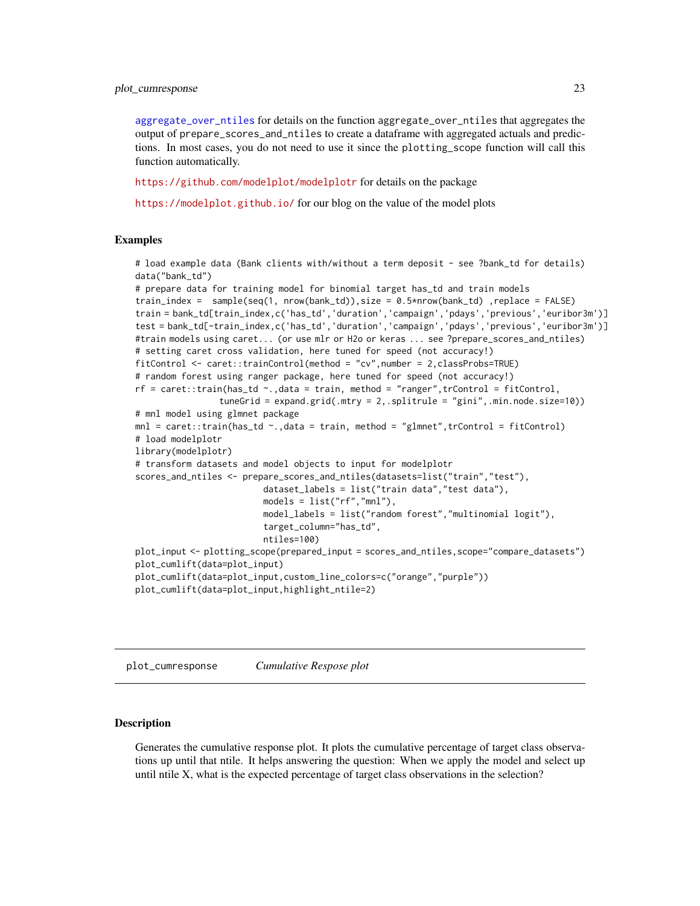aggregate_over_ntiles for details on the function aggregate_over_ntiles that aggregates the output of prepare_scores_and_ntiles to create a dataframe with aggregated actuals and predictions. In most cases, you do not need to use it since the plotting_scope function will call this function automatically.

https://github.com/modelplot/modelplotr for details on the package

https://modelplot.github.io/ for our blog on the value of the model plots

## Examples

```
# load example data (Bank clients with/without a term deposit - see ?bank_td for details)
data("bank_td")
# prepare data for training model for binomial target has_td and train models
train_index =  sample(seq(1, nrow(bank_td)),size = 0.5*nrow(bank_td) ,replace = FALSE)
train = bank_td[train_index,c('has_td','duration','campaign','pdays','previous','euribor3m')]
test = bank_td[-train_index,c('has_td','duration','campaign','pdays','previous','euribor3m')]
#train models using caret... (or use mlr or H2o or keras ... see ?prepare_scores_and_ntiles)
# setting caret cross validation, here tuned for speed (not accuracy!)
fitControl <- caret::trainControl(method = "cv",number = 2,classProbs=TRUE)
# random forest using ranger package, here tuned for speed (not accuracy!)
rf = caret::train(has_td ~.,data = train, method = "ranger",trControl = fitControl,
                 tuneGrid = expand.grid(.mtry = 2,.splitrule = "gini",.min.node.size=10))
# mnl model using glmnet package
mnl = caret::train(has_td ~.,data = train, method = "glmnet",trControl = fitControl)
# load modelplotr
library(modelplotr)
# transform datasets and model objects to input for modelplotr
scores_and_ntiles <- prepare_scores_and_ntiles(datasets=list("train","test"),
                         dataset_labels = list("train data","test data"),
                         models = list("rf","mnl"),
                         model_labels = list("random forest","multinomial logit"),
                         target_column="has_td",
                         ntiles=100)
plot_input <- plotting_scope(prepared_input = scores_and_ntiles,scope="compare_datasets")
plot_cumlift(data=plot_input)
plot_cumlift(data=plot_input,custom_line_colors=c("orange","purple"))
plot_cumlift(data=plot_input,highlight_ntile=2)
```

---

# plot_cumresponse    *Cumulative Respose plot*

---

## Description

Generates the cumulative response plot. It plots the cumulative percentage of target class observations up until that ntile. It helps answering the question: When we apply the model and select up until ntile X, what is the expected percentage of target class observations in the selection?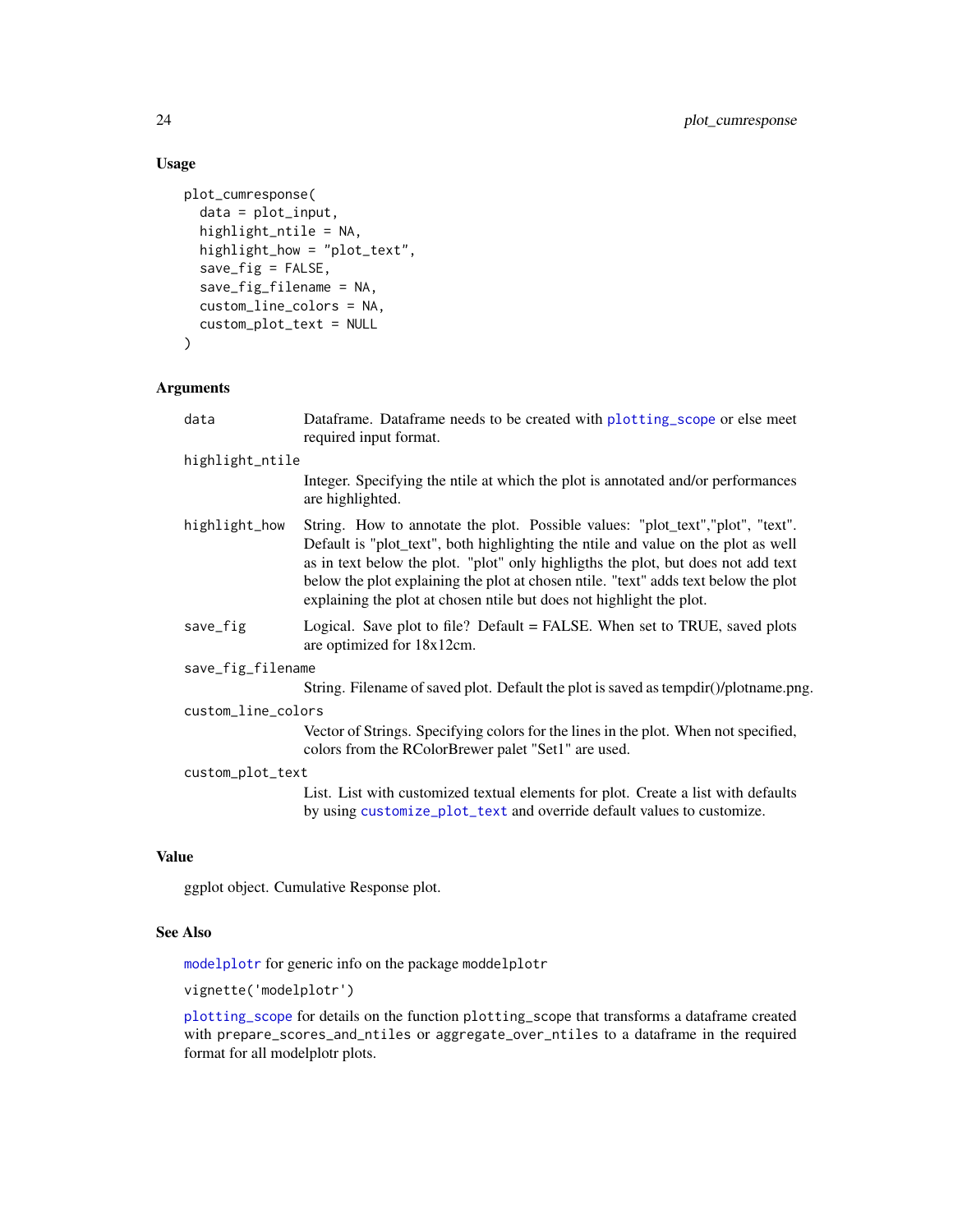### Usage

```
plot_cumresponse(
  data = plot_input,
  highlight_ntile = NA,
  highlight_how = "plot_text",
  save_fig = FALSE,
  save_fig_filename = NA,
  custom_line_colors = NA,
  custom_plot_text = NULL
)
```

### Arguments

`data` Dataframe. Dataframe needs to be created with `plotting_scope` or else meet required input format.

`highlight_ntile` Integer. Specifying the ntile at which the plot is annotated and/or performances are highlighted.

`highlight_how` String. How to annotate the plot. Possible values: "plot_text","plot", "text". Default is "plot_text", both highlighting the ntile and value on the plot as well as in text below the plot. "plot" only highligths the plot, but does not add text below the plot explaining the plot at chosen ntile. "text" adds text below the plot explaining the plot at chosen ntile but does not highlight the plot.

`save_fig` Logical. Save plot to file? Default = FALSE. When set to TRUE, saved plots are optimized for 18x12cm.

`save_fig_filename` String. Filename of saved plot. Default the plot is saved as tempdir()/plotname.png.

`custom_line_colors` Vector of Strings. Specifying colors for the lines in the plot. When not specified, colors from the RColorBrewer palet "Set1" are used.

`custom_plot_text` List. List with customized textual elements for plot. Create a list with defaults by using `customize_plot_text` and override default values to customize.

### Value

ggplot object. Cumulative Response plot.

### See Also

`modelplotr` for generic info on the package `moddelplotr`

`vignette('modelplotr')`

`plotting_scope` for details on the function `plotting_scope` that transforms a dataframe created with `prepare_scores_and_ntiles` or `aggregate_over_ntiles` to a dataframe in the required format for all modelplotr plots.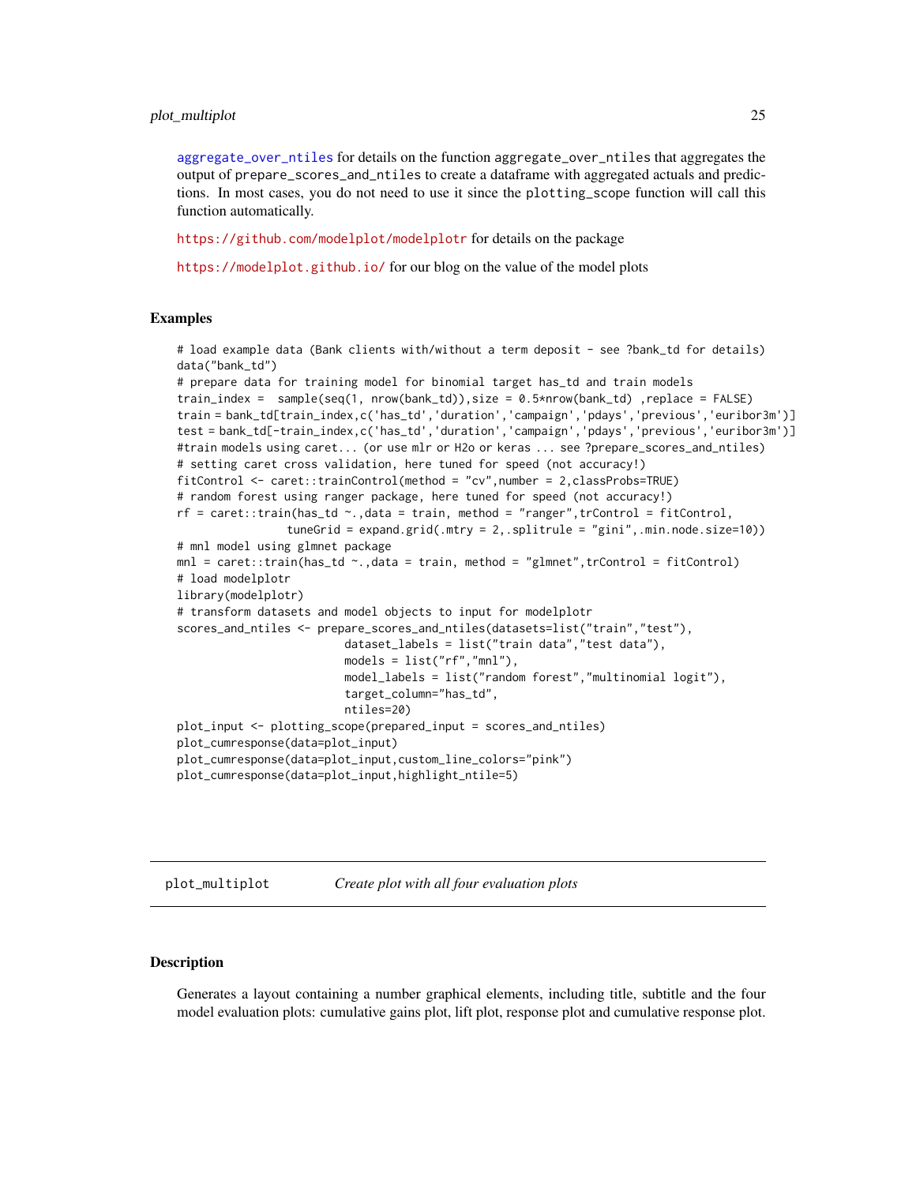aggregate_over_ntiles for details on the function aggregate_over_ntiles that aggregates the output of prepare_scores_and_ntiles to create a dataframe with aggregated actuals and predictions. In most cases, you do not need to use it since the plotting_scope function will call this function automatically.

https://github.com/modelplot/modelplotr for details on the package

https://modelplot.github.io/ for our blog on the value of the model plots

### Examples

```
# load example data (Bank clients with/without a term deposit - see ?bank_td for details)
data("bank_td")
# prepare data for training model for binomial target has_td and train models
train_index =  sample(seq(1, nrow(bank_td)),size = 0.5*nrow(bank_td) ,replace = FALSE)
train = bank_td[train_index,c('has_td','duration','campaign','pdays','previous','euribor3m')]
test = bank_td[-train_index,c('has_td','duration','campaign','pdays','previous','euribor3m')]
#train models using caret... (or use mlr or H2o or keras ... see ?prepare_scores_and_ntiles)
# setting caret cross validation, here tuned for speed (not accuracy!)
fitControl <- caret::trainControl(method = "cv",number = 2,classProbs=TRUE)
# random forest using ranger package, here tuned for speed (not accuracy!)
rf = caret::train(has_td ~.,data = train, method = "ranger",trControl = fitControl,
                tuneGrid = expand.grid(.mtry = 2,.splitrule = "gini",.min.node.size=10))
# mnl model using glmnet package
mnl = caret::train(has_td ~.,data = train, method = "glmnet",trControl = fitControl)
# load modelplotr
library(modelplotr)
# transform datasets and model objects to input for modelplotr
scores_and_ntiles <- prepare_scores_and_ntiles(datasets=list("train","test"),
                         dataset_labels = list("train data","test data"),
                         models = list("rf","mnl"),
                         model_labels = list("random forest","multinomial logit"),
                         target_column="has_td",
                         ntiles=20)
plot_input <- plotting_scope(prepared_input = scores_and_ntiles)
plot_cumresponse(data=plot_input)
plot_cumresponse(data=plot_input,custom_line_colors="pink")
plot_cumresponse(data=plot_input,highlight_ntile=5)
```

---

## plot_multiplot *Create plot with all four evaluation plots*

### Description

Generates a layout containing a number graphical elements, including title, subtitle and the four model evaluation plots: cumulative gains plot, lift plot, response plot and cumulative response plot.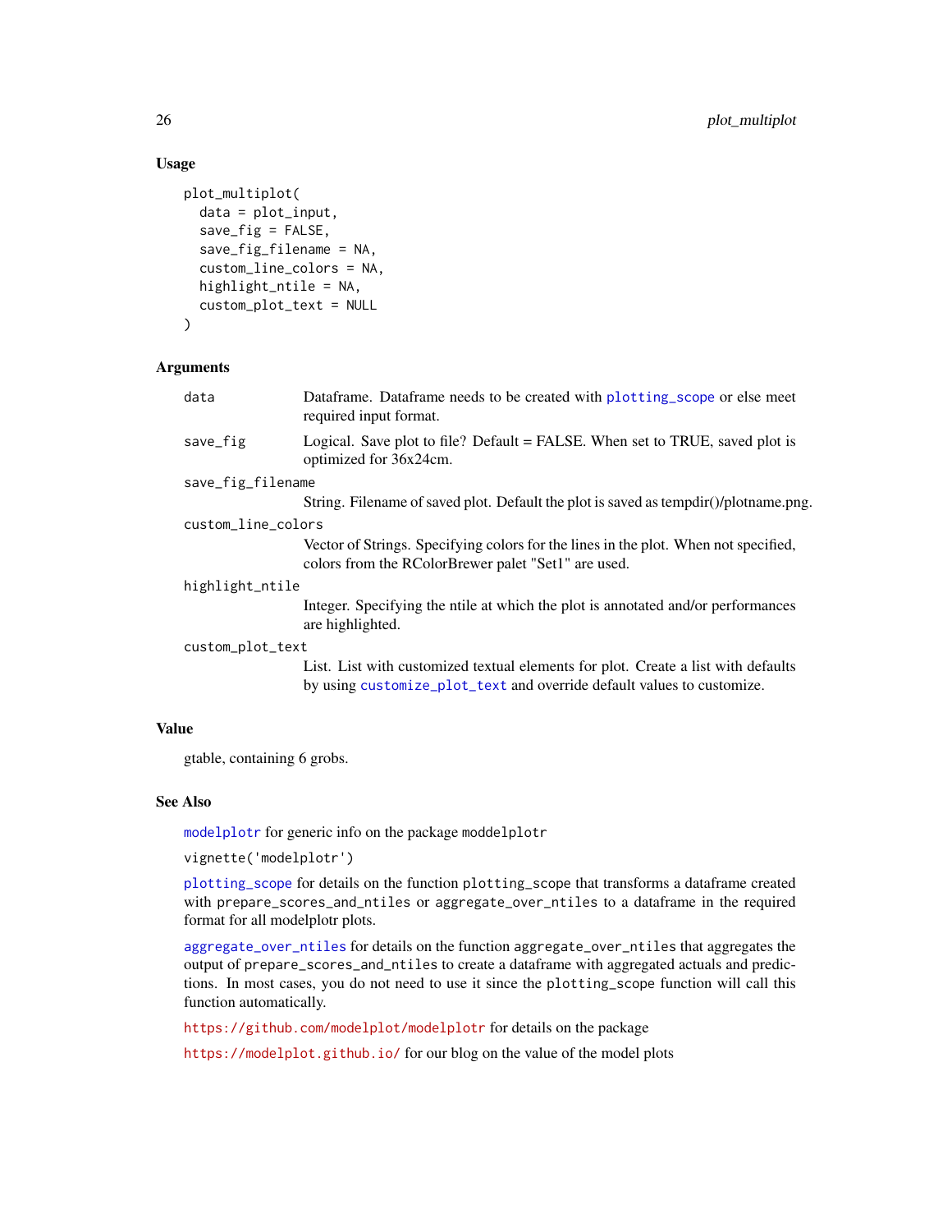### Usage

```
plot_multiplot(
  data = plot_input,
  save_fig = FALSE,
  save_fig_filename = NA,
  custom_line_colors = NA,
  highlight_ntile = NA,
  custom_plot_text = NULL
)
```

### Arguments

| Argument | Description |
| --- | --- |
| `data` | Dataframe. Dataframe needs to be created with `plotting_scope` or else meet required input format. |
| `save_fig` | Logical. Save plot to file? Default = FALSE. When set to TRUE, saved plot is optimized for 36x24cm. |
| `save_fig_filename` | String. Filename of saved plot. Default the plot is saved as tempdir()/plotname.png. |
| `custom_line_colors` | Vector of Strings. Specifying colors for the lines in the plot. When not specified, colors from the RColorBrewer palet "Set1" are used. |
| `highlight_ntile` | Integer. Specifying the ntile at which the plot is annotated and/or performances are highlighted. |
| `custom_plot_text` | List. List with customized textual elements for plot. Create a list with defaults by using `customize_plot_text` and override default values to customize. |

### Value

gtable, containing 6 grobs.

### See Also

`modelplotr` for generic info on the package `moddelplotr`

`vignette('modelplotr')`

`plotting_scope` for details on the function `plotting_scope` that transforms a dataframe created with `prepare_scores_and_ntiles` or `aggregate_over_ntiles` to a dataframe in the required format for all modelplotr plots.

`aggregate_over_ntiles` for details on the function `aggregate_over_ntiles` that aggregates the output of `prepare_scores_and_ntiles` to create a dataframe with aggregated actuals and predictions. In most cases, you do not need to use it since the `plotting_scope` function will call this function automatically.

https://github.com/modelplot/modelplotr for details on the package

https://modelplot.github.io/ for our blog on the value of the model plots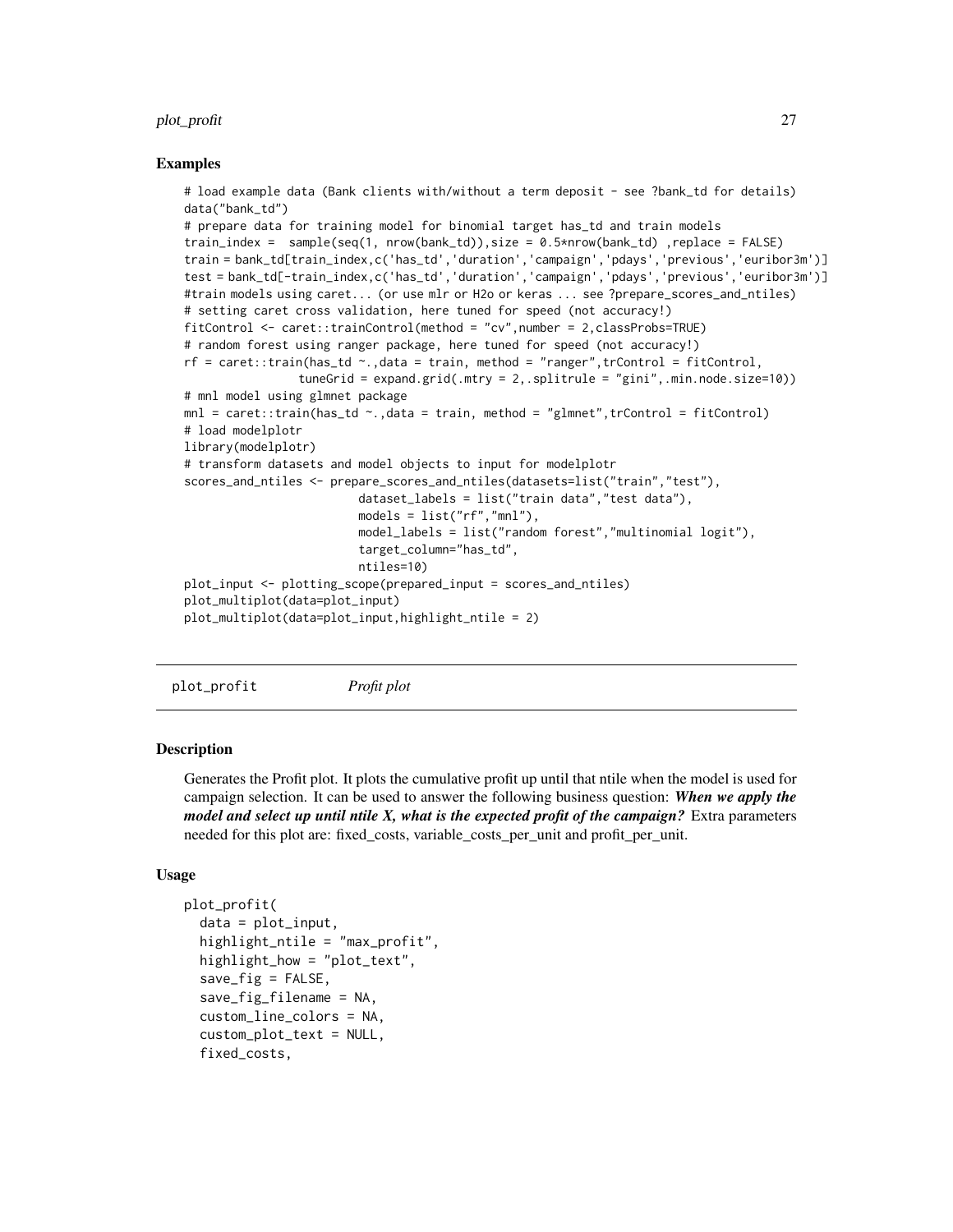## Examples

```
# load example data (Bank clients with/without a term deposit - see ?bank_td for details)
data("bank_td")
# prepare data for training model for binomial target has_td and train models
train_index =  sample(seq(1, nrow(bank_td)),size = 0.5*nrow(bank_td) ,replace = FALSE)
train = bank_td[train_index,c('has_td','duration','campaign','pdays','previous','euribor3m')]
test = bank_td[-train_index,c('has_td','duration','campaign','pdays','previous','euribor3m')]
#train models using caret... (or use mlr or H2o or keras ... see ?prepare_scores_and_ntiles)
# setting caret cross validation, here tuned for speed (not accuracy!)
fitControl <- caret::trainControl(method = "cv",number = 2,classProbs=TRUE)
# random forest using ranger package, here tuned for speed (not accuracy!)
rf = caret::train(has_td ~.,data = train, method = "ranger",trControl = fitControl,
                tuneGrid = expand.grid(.mtry = 2,.splitrule = "gini",.min.node.size=10))
# mnl model using glmnet package
mnl = caret::train(has_td ~.,data = train, method = "glmnet",trControl = fitControl)
# load modelplotr
library(modelplotr)
# transform datasets and model objects to input for modelplotr
scores_and_ntiles <- prepare_scores_and_ntiles(datasets=list("train","test"),
                        dataset_labels = list("train data","test data"),
                        models = list("rf","mnl"),
                        model_labels = list("random forest","multinomial logit"),
                        target_column="has_td",
                        ntiles=10)
plot_input <- plotting_scope(prepared_input = scores_and_ntiles)
plot_multiplot(data=plot_input)
plot_multiplot(data=plot_input,highlight_ntile = 2)
```

---

# plot_profit    *Profit plot*

---

## Description

Generates the Profit plot. It plots the cumulative profit up until that ntile when the model is used for campaign selection. It can be used to answer the following business question: ***When we apply the model and select up until ntile X, what is the expected profit of the campaign?*** Extra parameters needed for this plot are: fixed_costs, variable_costs_per_unit and profit_per_unit.

## Usage

```
plot_profit(
  data = plot_input,
  highlight_ntile = "max_profit",
  highlight_how = "plot_text",
  save_fig = FALSE,
  save_fig_filename = NA,
  custom_line_colors = NA,
  custom_plot_text = NULL,
  fixed_costs,
```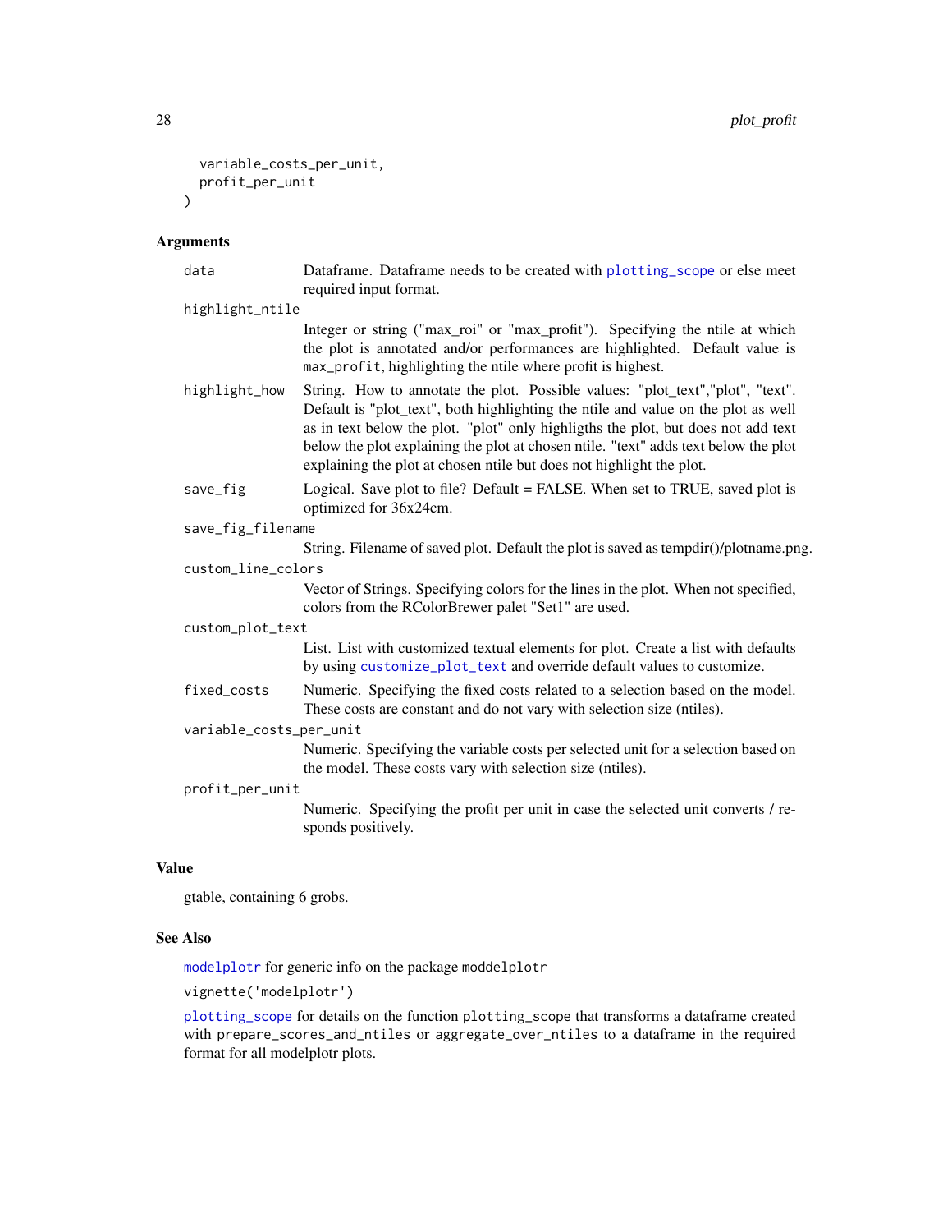```
  variable_costs_per_unit,
  profit_per_unit
)
```

### Arguments

- `data` — Dataframe. Dataframe needs to be created with plotting_scope or else meet required input format.
- `highlight_ntile` — Integer or string ("max_roi" or "max_profit"). Specifying the ntile at which the plot is annotated and/or performances are highlighted. Default value is `max_profit`, highlighting the ntile where profit is highest.
- `highlight_how` — String. How to annotate the plot. Possible values: "plot_text","plot", "text". Default is "plot_text", both highlighting the ntile and value on the plot as well as in text below the plot. "plot" only highligths the plot, but does not add text below the plot explaining the plot at chosen ntile. "text" adds text below the plot explaining the plot at chosen ntile but does not highlight the plot.
- `save_fig` — Logical. Save plot to file? Default = FALSE. When set to TRUE, saved plot is optimized for 36x24cm.
- `save_fig_filename` — String. Filename of saved plot. Default the plot is saved as tempdir()/plotname.png.
- `custom_line_colors` — Vector of Strings. Specifying colors for the lines in the plot. When not specified, colors from the RColorBrewer palet "Set1" are used.
- `custom_plot_text` — List. List with customized textual elements for plot. Create a list with defaults by using customize_plot_text and override default values to customize.
- `fixed_costs` — Numeric. Specifying the fixed costs related to a selection based on the model. These costs are constant and do not vary with selection size (ntiles).
- `variable_costs_per_unit` — Numeric. Specifying the variable costs per selected unit for a selection based on the model. These costs vary with selection size (ntiles).
- `profit_per_unit` — Numeric. Specifying the profit per unit in case the selected unit converts / responds positively.

### Value

gtable, containing 6 grobs.

### See Also

modelplotr for generic info on the package `moddelplotr`

`vignette('modelplotr')`

plotting_scope for details on the function `plotting_scope` that transforms a dataframe created with `prepare_scores_and_ntiles` or `aggregate_over_ntiles` to a dataframe in the required format for all modelplotr plots.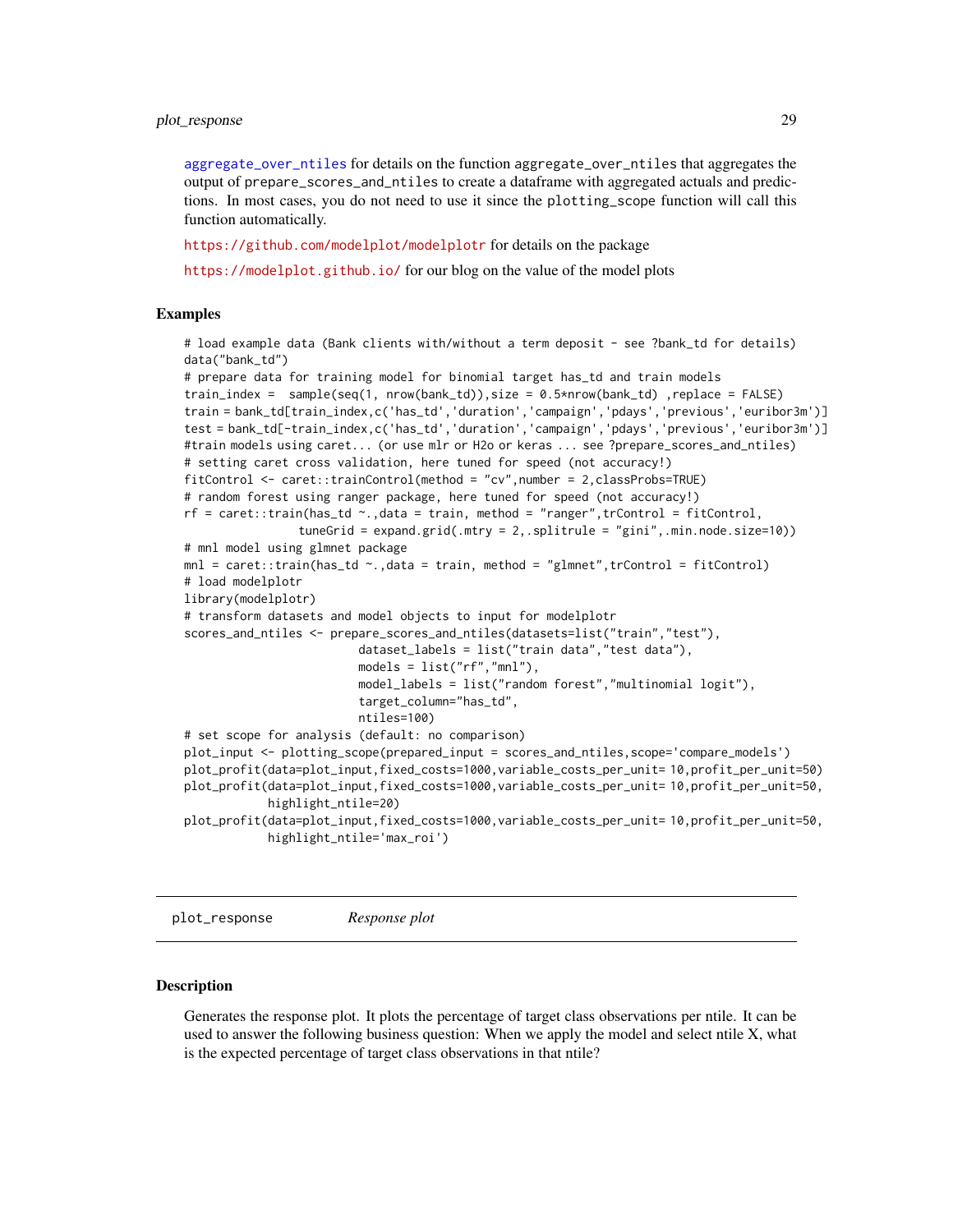aggregate_over_ntiles for details on the function aggregate_over_ntiles that aggregates the output of prepare_scores_and_ntiles to create a dataframe with aggregated actuals and predictions. In most cases, you do not need to use it since the plotting_scope function will call this function automatically.

https://github.com/modelplot/modelplotr for details on the package

https://modelplot.github.io/ for our blog on the value of the model plots

### Examples

```
# load example data (Bank clients with/without a term deposit - see ?bank_td for details)
data("bank_td")
# prepare data for training model for binomial target has_td and train models
train_index =  sample(seq(1, nrow(bank_td)),size = 0.5*nrow(bank_td) ,replace = FALSE)
train = bank_td[train_index,c('has_td','duration','campaign','pdays','previous','euribor3m')]
test = bank_td[-train_index,c('has_td','duration','campaign','pdays','previous','euribor3m')]
#train models using caret... (or use mlr or H2o or keras ... see ?prepare_scores_and_ntiles)
# setting caret cross validation, here tuned for speed (not accuracy!)
fitControl <- caret::trainControl(method = "cv",number = 2,classProbs=TRUE)
# random forest using ranger package, here tuned for speed (not accuracy!)
rf = caret::train(has_td ~.,data = train, method = "ranger",trControl = fitControl,
                  tuneGrid = expand.grid(.mtry = 2,.splitrule = "gini",.min.node.size=10))
# mnl model using glmnet package
mnl = caret::train(has_td ~.,data = train, method = "glmnet",trControl = fitControl)
# load modelplotr
library(modelplotr)
# transform datasets and model objects to input for modelplotr
scores_and_ntiles <- prepare_scores_and_ntiles(datasets=list("train","test"),
                         dataset_labels = list("train data","test data"),
                         models = list("rf","mnl"),
                         model_labels = list("random forest","multinomial logit"),
                         target_column="has_td",
                         ntiles=100)
# set scope for analysis (default: no comparison)
plot_input <- plotting_scope(prepared_input = scores_and_ntiles,scope='compare_models')
plot_profit(data=plot_input,fixed_costs=1000,variable_costs_per_unit= 10,profit_per_unit=50)
plot_profit(data=plot_input,fixed_costs=1000,variable_costs_per_unit= 10,profit_per_unit=50,
            highlight_ntile=20)
plot_profit(data=plot_input,fixed_costs=1000,variable_costs_per_unit= 10,profit_per_unit=50,
            highlight_ntile='max_roi')
```

---

## plot_response &nbsp;&nbsp;&nbsp;&nbsp; *Response plot*

---

### Description

Generates the response plot. It plots the percentage of target class observations per ntile. It can be used to answer the following business question: When we apply the model and select ntile X, what is the expected percentage of target class observations in that ntile?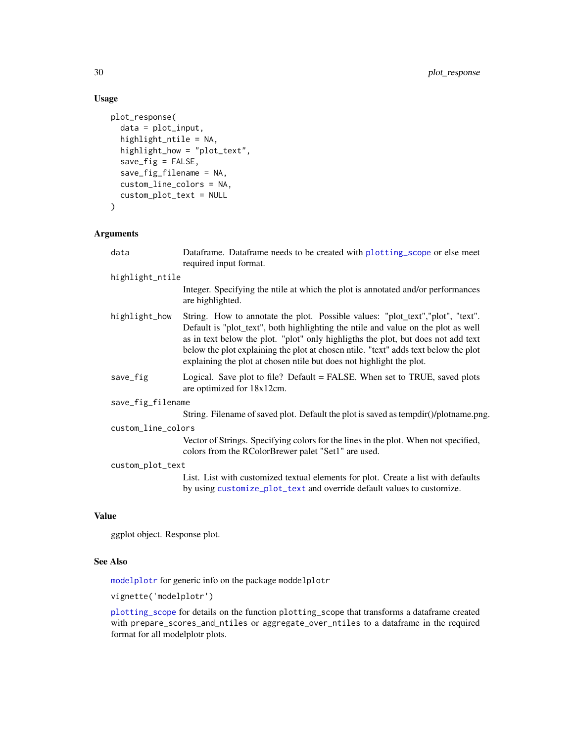### Usage

```
plot_response(
  data = plot_input,
  highlight_ntile = NA,
  highlight_how = "plot_text",
  save_fig = FALSE,
  save_fig_filename = NA,
  custom_line_colors = NA,
  custom_plot_text = NULL
)
```

### Arguments

| | |
|---|---|
| data | Dataframe. Dataframe needs to be created with plotting_scope or else meet required input format. |
| highlight_ntile | Integer. Specifying the ntile at which the plot is annotated and/or performances are highlighted. |
| highlight_how | String. How to annotate the plot. Possible values: "plot_text","plot", "text". Default is "plot_text", both highlighting the ntile and value on the plot as well as in text below the plot. "plot" only highligths the plot, but does not add text below the plot explaining the plot at chosen ntile. "text" adds text below the plot explaining the plot at chosen ntile but does not highlight the plot. |
| save_fig | Logical. Save plot to file? Default = FALSE. When set to TRUE, saved plots are optimized for 18x12cm. |
| save_fig_filename | String. Filename of saved plot. Default the plot is saved as tempdir()/plotname.png. |
| custom_line_colors | Vector of Strings. Specifying colors for the lines in the plot. When not specified, colors from the RColorBrewer palet "Set1" are used. |
| custom_plot_text | List. List with customized textual elements for plot. Create a list with defaults by using customize_plot_text and override default values to customize. |

### Value

ggplot object. Response plot.

### See Also

modelplotr for generic info on the package moddelplotr

vignette('modelplotr')

plotting_scope for details on the function plotting_scope that transforms a dataframe created with prepare_scores_and_ntiles or aggregate_over_ntiles to a dataframe in the required format for all modelplotr plots.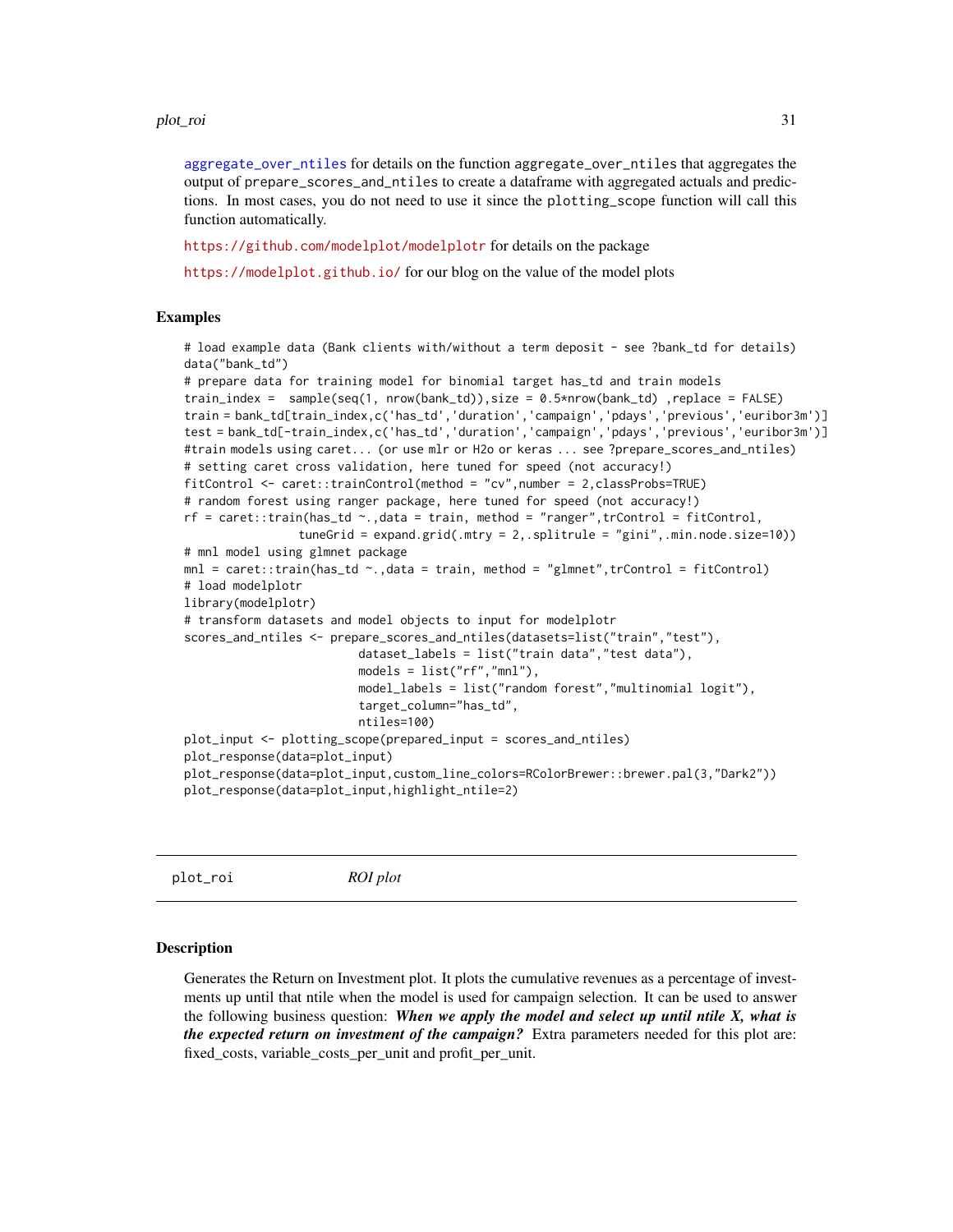aggregate_over_ntiles for details on the function aggregate_over_ntiles that aggregates the output of prepare_scores_and_ntiles to create a dataframe with aggregated actuals and predictions. In most cases, you do not need to use it since the plotting_scope function will call this function automatically.

https://github.com/modelplot/modelplotr for details on the package

https://modelplot.github.io/ for our blog on the value of the model plots

### Examples

```
# load example data (Bank clients with/without a term deposit - see ?bank_td for details)
data("bank_td")
# prepare data for training model for binomial target has_td and train models
train_index =  sample(seq(1, nrow(bank_td)),size = 0.5*nrow(bank_td) ,replace = FALSE)
train = bank_td[train_index,c('has_td','duration','campaign','pdays','previous','euribor3m')]
test = bank_td[-train_index,c('has_td','duration','campaign','pdays','previous','euribor3m')]
#train models using caret... (or use mlr or H2o or keras ... see ?prepare_scores_and_ntiles)
# setting caret cross validation, here tuned for speed (not accuracy!)
fitControl <- caret::trainControl(method = "cv",number = 2,classProbs=TRUE)
# random forest using ranger package, here tuned for speed (not accuracy!)
rf = caret::train(has_td ~.,data = train, method = "ranger",trControl = fitControl,
                tuneGrid = expand.grid(.mtry = 2,.splitrule = "gini",.min.node.size=10))
# mnl model using glmnet package
mnl = caret::train(has_td ~.,data = train, method = "glmnet",trControl = fitControl)
# load modelplotr
library(modelplotr)
# transform datasets and model objects to input for modelplotr
scores_and_ntiles <- prepare_scores_and_ntiles(datasets=list("train","test"),
                         dataset_labels = list("train data","test data"),
                         models = list("rf","mnl"),
                         model_labels = list("random forest","multinomial logit"),
                         target_column="has_td",
                         ntiles=100)
plot_input <- plotting_scope(prepared_input = scores_and_ntiles)
plot_response(data=plot_input)
plot_response(data=plot_input,custom_line_colors=RColorBrewer::brewer.pal(3,"Dark2"))
plot_response(data=plot_input,highlight_ntile=2)
```

---

## plot_roi — *ROI plot*

### Description

Generates the Return on Investment plot. It plots the cumulative revenues as a percentage of investments up until that ntile when the model is used for campaign selection. It can be used to answer the following business question: ***When we apply the model and select up until ntile X, what is the expected return on investment of the campaign?*** Extra parameters needed for this plot are: fixed_costs, variable_costs_per_unit and profit_per_unit.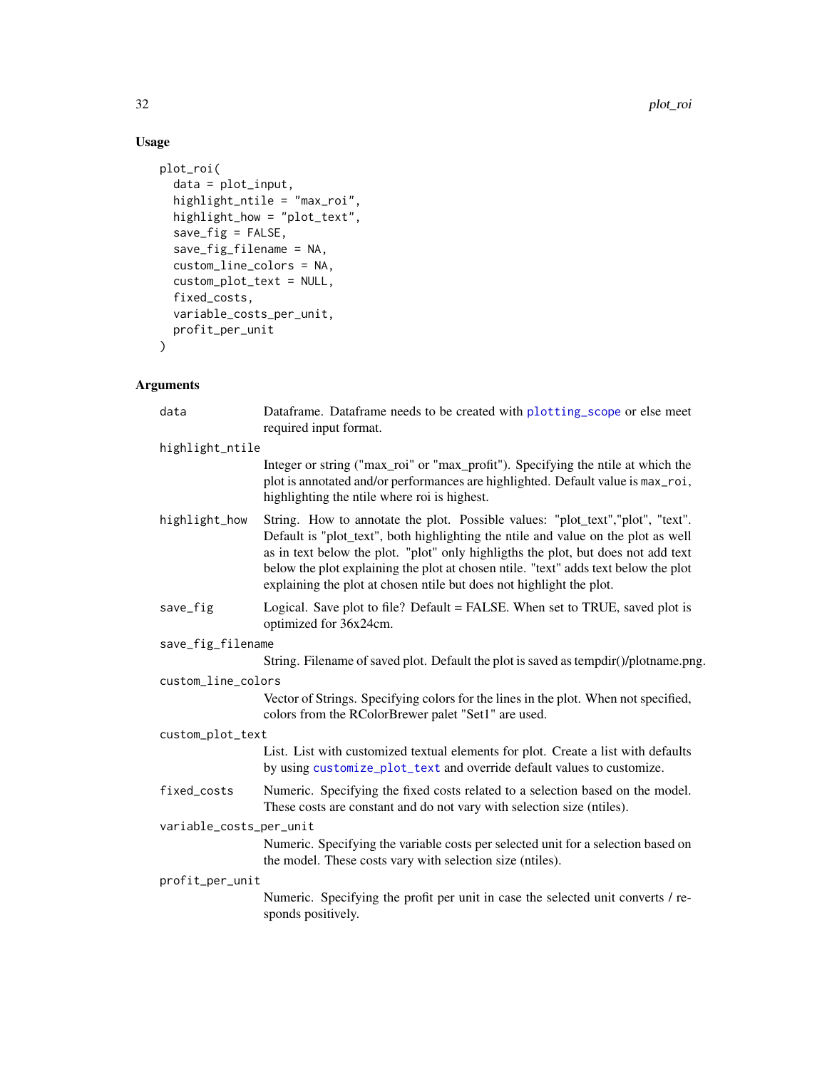## Usage

```
plot_roi(
  data = plot_input,
  highlight_ntile = "max_roi",
  highlight_how = "plot_text",
  save_fig = FALSE,
  save_fig_filename = NA,
  custom_line_colors = NA,
  custom_plot_text = NULL,
  fixed_costs,
  variable_costs_per_unit,
  profit_per_unit
)
```

## Arguments

`data`
: Dataframe. Dataframe needs to be created with `plotting_scope` or else meet required input format.

`highlight_ntile`
: Integer or string ("max_roi" or "max_profit"). Specifying the ntile at which the plot is annotated and/or performances are highlighted. Default value is `max_roi`, highlighting the ntile where roi is highest.

`highlight_how`
: String. How to annotate the plot. Possible values: "plot_text","plot", "text". Default is "plot_text", both highlighting the ntile and value on the plot as well as in text below the plot. "plot" only highligths the plot, but does not add text below the plot explaining the plot at chosen ntile. "text" adds text below the plot explaining the plot at chosen ntile but does not highlight the plot.

`save_fig`
: Logical. Save plot to file? Default = FALSE. When set to TRUE, saved plot is optimized for 36x24cm.

`save_fig_filename`
: String. Filename of saved plot. Default the plot is saved as tempdir()/plotname.png.

`custom_line_colors`
: Vector of Strings. Specifying colors for the lines in the plot. When not specified, colors from the RColorBrewer palet "Set1" are used.

`custom_plot_text`
: List. List with customized textual elements for plot. Create a list with defaults by using `customize_plot_text` and override default values to customize.

`fixed_costs`
: Numeric. Specifying the fixed costs related to a selection based on the model. These costs are constant and do not vary with selection size (ntiles).

`variable_costs_per_unit`
: Numeric. Specifying the variable costs per selected unit for a selection based on the model. These costs vary with selection size (ntiles).

`profit_per_unit`
: Numeric. Specifying the profit per unit in case the selected unit converts / responds positively.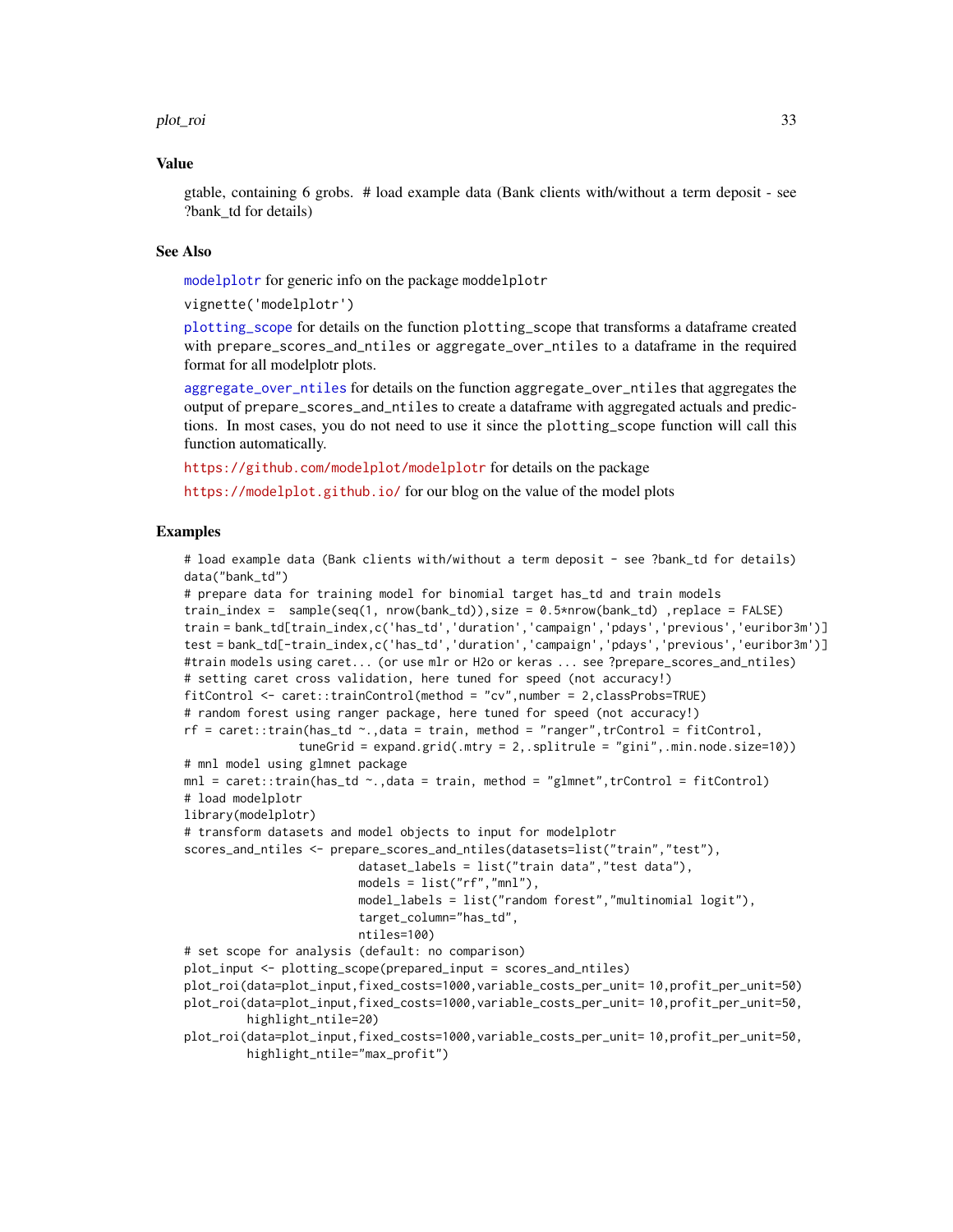### Value

gtable, containing 6 grobs. # load example data (Bank clients with/without a term deposit - see ?bank_td for details)

### See Also

modelplotr for generic info on the package moddelplotr

vignette('modelplotr')

plotting_scope for details on the function plotting_scope that transforms a dataframe created with prepare_scores_and_ntiles or aggregate_over_ntiles to a dataframe in the required format for all modelplotr plots.

aggregate_over_ntiles for details on the function aggregate_over_ntiles that aggregates the output of prepare_scores_and_ntiles to create a dataframe with aggregated actuals and predictions. In most cases, you do not need to use it since the plotting_scope function will call this function automatically.

https://github.com/modelplot/modelplotr for details on the package

https://modelplot.github.io/ for our blog on the value of the model plots

### Examples

```
# load example data (Bank clients with/without a term deposit - see ?bank_td for details)
data("bank_td")
# prepare data for training model for binomial target has_td and train models
train_index =  sample(seq(1, nrow(bank_td)),size = 0.5*nrow(bank_td) ,replace = FALSE)
train = bank_td[train_index,c('has_td','duration','campaign','pdays','previous','euribor3m')]
test = bank_td[-train_index,c('has_td','duration','campaign','pdays','previous','euribor3m')]
#train models using caret... (or use mlr or H2o or keras ... see ?prepare_scores_and_ntiles)
# setting caret cross validation, here tuned for speed (not accuracy!)
fitControl <- caret::trainControl(method = "cv",number = 2,classProbs=TRUE)
# random forest using ranger package, here tuned for speed (not accuracy!)
rf = caret::train(has_td ~.,data = train, method = "ranger",trControl = fitControl,
                tuneGrid = expand.grid(.mtry = 2,.splitrule = "gini",.min.node.size=10))
# mnl model using glmnet package
mnl = caret::train(has_td ~.,data = train, method = "glmnet",trControl = fitControl)
# load modelplotr
library(modelplotr)
# transform datasets and model objects to input for modelplotr
scores_and_ntiles <- prepare_scores_and_ntiles(datasets=list("train","test"),
                         dataset_labels = list("train data","test data"),
                         models = list("rf","mnl"),
                         model_labels = list("random forest","multinomial logit"),
                         target_column="has_td",
                         ntiles=100)
# set scope for analysis (default: no comparison)
plot_input <- plotting_scope(prepared_input = scores_and_ntiles)
plot_roi(data=plot_input,fixed_costs=1000,variable_costs_per_unit= 10,profit_per_unit=50)
plot_roi(data=plot_input,fixed_costs=1000,variable_costs_per_unit= 10,profit_per_unit=50,
         highlight_ntile=20)
plot_roi(data=plot_input,fixed_costs=1000,variable_costs_per_unit= 10,profit_per_unit=50,
         highlight_ntile="max_profit")
```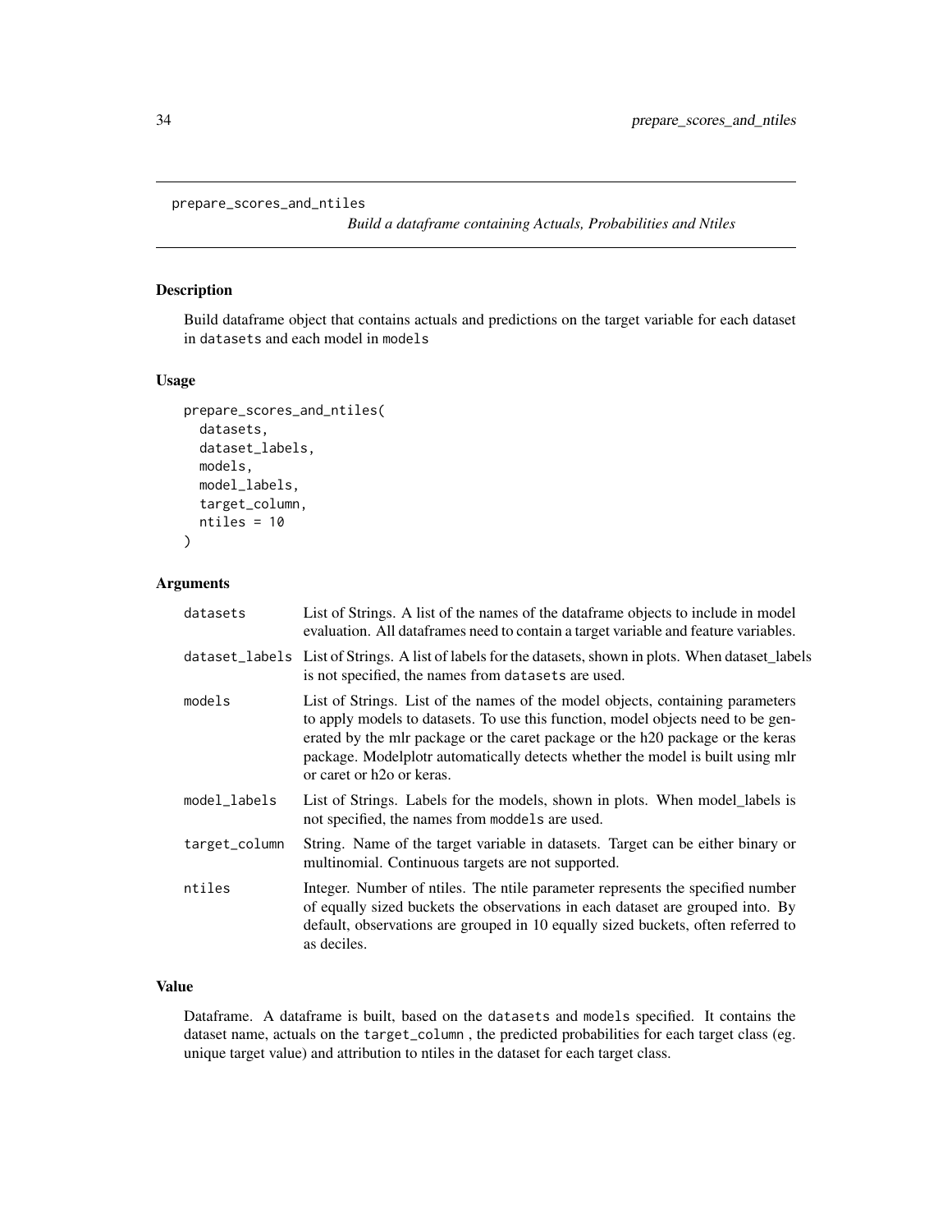`prepare_scores_and_ntiles` *Build a dataframe containing Actuals, Probabilities and Ntiles*

## Description

Build dataframe object that contains actuals and predictions on the target variable for each dataset in `datasets` and each model in `models`

## Usage

```
prepare_scores_and_ntiles(
  datasets,
  dataset_labels,
  models,
  model_labels,
  target_column,
  ntiles = 10
)
```

## Arguments

| | |
|---|---|
| `datasets` | List of Strings. A list of the names of the dataframe objects to include in model evaluation. All dataframes need to contain a target variable and feature variables. |
| `dataset_labels` | List of Strings. A list of labels for the datasets, shown in plots. When dataset_labels is not specified, the names from `datasets` are used. |
| `models` | List of Strings. List of the names of the model objects, containing parameters to apply models to datasets. To use this function, model objects need to be generated by the mlr package or the caret package or the h20 package or the keras package. Modelplotr automatically detects whether the model is built using mlr or caret or h2o or keras. |
| `model_labels` | List of Strings. Labels for the models, shown in plots. When model_labels is not specified, the names from `moddels` are used. |
| `target_column` | String. Name of the target variable in datasets. Target can be either binary or multinomial. Continuous targets are not supported. |
| `ntiles` | Integer. Number of ntiles. The ntile parameter represents the specified number of equally sized buckets the observations in each dataset are grouped into. By default, observations are grouped in 10 equally sized buckets, often referred to as deciles. |

## Value

Dataframe. A dataframe is built, based on the `datasets` and `models` specified. It contains the dataset name, actuals on the `target_column` , the predicted probabilities for each target class (eg. unique target value) and attribution to ntiles in the dataset for each target class.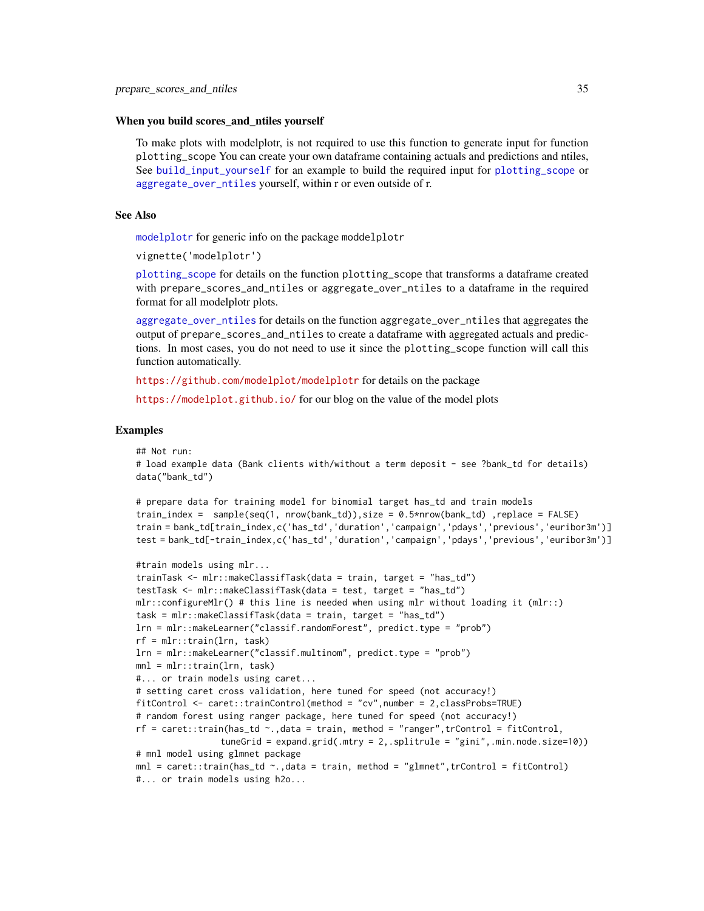### When you build scores_and_ntiles yourself

To make plots with modelplotr, is not required to use this function to generate input for function `plotting_scope` You can create your own dataframe containing actuals and predictions and ntiles, See `build_input_yourself` for an example to build the required input for `plotting_scope` or `aggregate_over_ntiles` yourself, within r or even outside of r.

## See Also

`modelplotr` for generic info on the package `moddelplotr`

`vignette('modelplotr')`

`plotting_scope` for details on the function `plotting_scope` that transforms a dataframe created with `prepare_scores_and_ntiles` or `aggregate_over_ntiles` to a dataframe in the required format for all modelplotr plots.

`aggregate_over_ntiles` for details on the function `aggregate_over_ntiles` that aggregates the output of `prepare_scores_and_ntiles` to create a dataframe with aggregated actuals and predictions. In most cases, you do not need to use it since the `plotting_scope` function will call this function automatically.

https://github.com/modelplot/modelplotr for details on the package

https://modelplot.github.io/ for our blog on the value of the model plots

## Examples

```
## Not run:
# load example data (Bank clients with/without a term deposit - see ?bank_td for details)
data("bank_td")

# prepare data for training model for binomial target has_td and train models
train_index =  sample(seq(1, nrow(bank_td)),size = 0.5*nrow(bank_td) ,replace = FALSE)
train = bank_td[train_index,c('has_td','duration','campaign','pdays','previous','euribor3m')]
test = bank_td[-train_index,c('has_td','duration','campaign','pdays','previous','euribor3m')]

#train models using mlr...
trainTask <- mlr::makeClassifTask(data = train, target = "has_td")
testTask <- mlr::makeClassifTask(data = test, target = "has_td")
mlr::configureMlr() # this line is needed when using mlr without loading it (mlr::)
task = mlr::makeClassifTask(data = train, target = "has_td")
lrn = mlr::makeLearner("classif.randomForest", predict.type = "prob")
rf = mlr::train(lrn, task)
lrn = mlr::makeLearner("classif.multinom", predict.type = "prob")
mnl = mlr::train(lrn, task)
#... or train models using caret...
# setting caret cross validation, here tuned for speed (not accuracy!)
fitControl <- caret::trainControl(method = "cv",number = 2,classProbs=TRUE)
# random forest using ranger package, here tuned for speed (not accuracy!)
rf = caret::train(has_td ~.,data = train, method = "ranger",trControl = fitControl,
                  tuneGrid = expand.grid(.mtry = 2,.splitrule = "gini",.min.node.size=10))
# mnl model using glmnet package
mnl = caret::train(has_td ~.,data = train, method = "glmnet",trControl = fitControl)
#... or train models using h2o...
```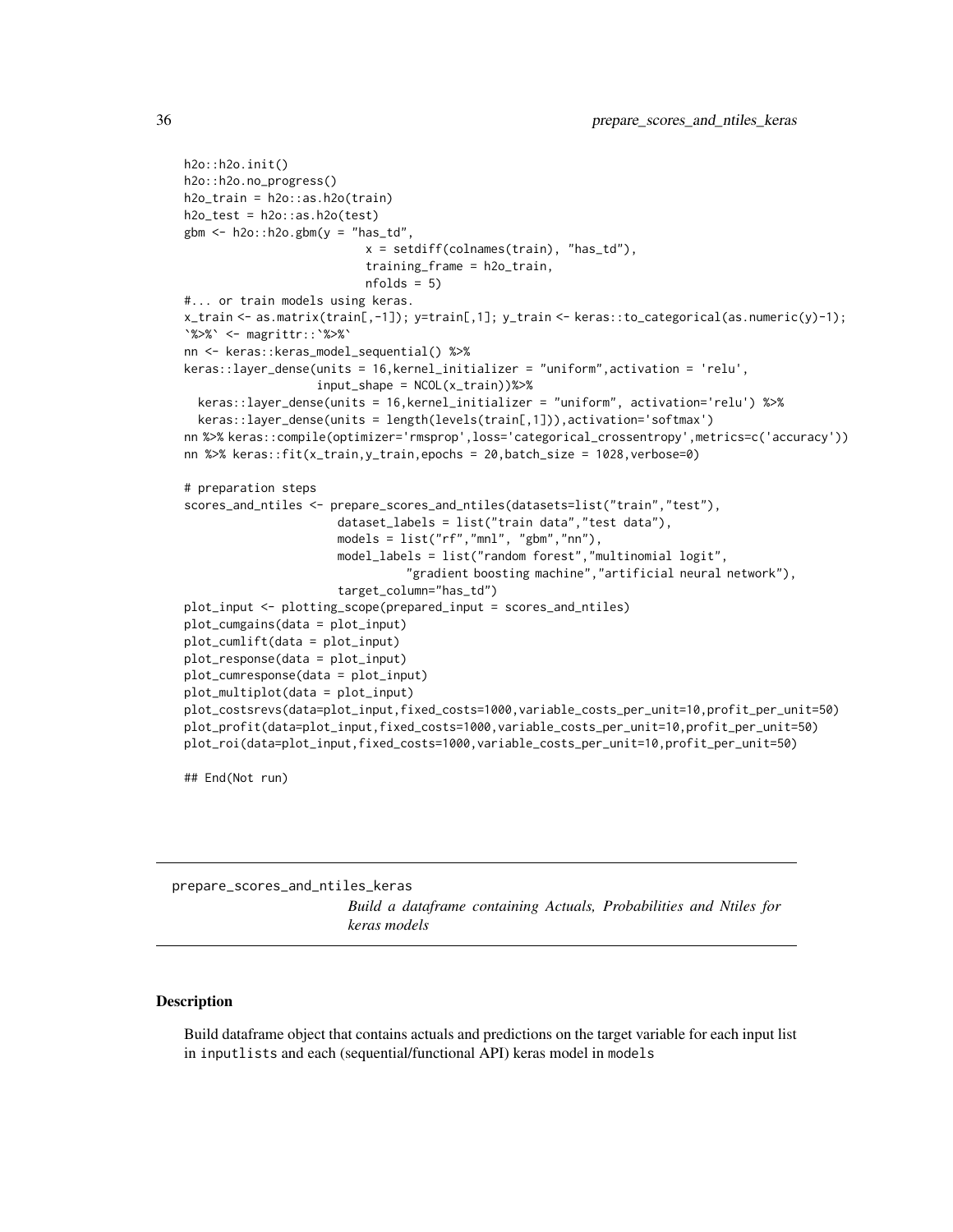```
h2o::h2o.init()
h2o::h2o.no_progress()
h2o_train = h2o::as.h2o(train)
h2o_test = h2o::as.h2o(test)
gbm <- h2o::h2o.gbm(y = "has_td",
                          x = setdiff(colnames(train), "has_td"),
                          training_frame = h2o_train,
                          nfolds = 5)
#... or train models using keras.
x_train <- as.matrix(train[,-1]); y=train[,1]; y_train <- keras::to_categorical(as.numeric(y)-1);
`%>%` <- magrittr::`%>%`
nn <- keras::keras_model_sequential() %>%
keras::layer_dense(units = 16,kernel_initializer = "uniform",activation = 'relu',
                   input_shape = NCOL(x_train))%>%
  keras::layer_dense(units = 16,kernel_initializer = "uniform", activation='relu') %>%
  keras::layer_dense(units = length(levels(train[,1])),activation='softmax')
nn %>% keras::compile(optimizer='rmsprop',loss='categorical_crossentropy',metrics=c('accuracy'))
nn %>% keras::fit(x_train,y_train,epochs = 20,batch_size = 1028,verbose=0)

# preparation steps
scores_and_ntiles <- prepare_scores_and_ntiles(datasets=list("train","test"),
                      dataset_labels = list("train data","test data"),
                      models = list("rf","mnl", "gbm","nn"),
                      model_labels = list("random forest","multinomial logit",
                                "gradient boosting machine","artificial neural network"),
                      target_column="has_td")
plot_input <- plotting_scope(prepared_input = scores_and_ntiles)
plot_cumgains(data = plot_input)
plot_cumlift(data = plot_input)
plot_response(data = plot_input)
plot_cumresponse(data = plot_input)
plot_multiplot(data = plot_input)
plot_costsrevs(data=plot_input,fixed_costs=1000,variable_costs_per_unit=10,profit_per_unit=50)
plot_profit(data=plot_input,fixed_costs=1000,variable_costs_per_unit=10,profit_per_unit=50)
plot_roi(data=plot_input,fixed_costs=1000,variable_costs_per_unit=10,profit_per_unit=50)

## End(Not run)
```

## prepare_scores_and_ntiles_keras

*Build a dataframe containing Actuals, Probabilities and Ntiles for keras models*

### Description

Build dataframe object that contains actuals and predictions on the target variable for each input list in `inputlists` and each (sequential/functional API) keras model in `models`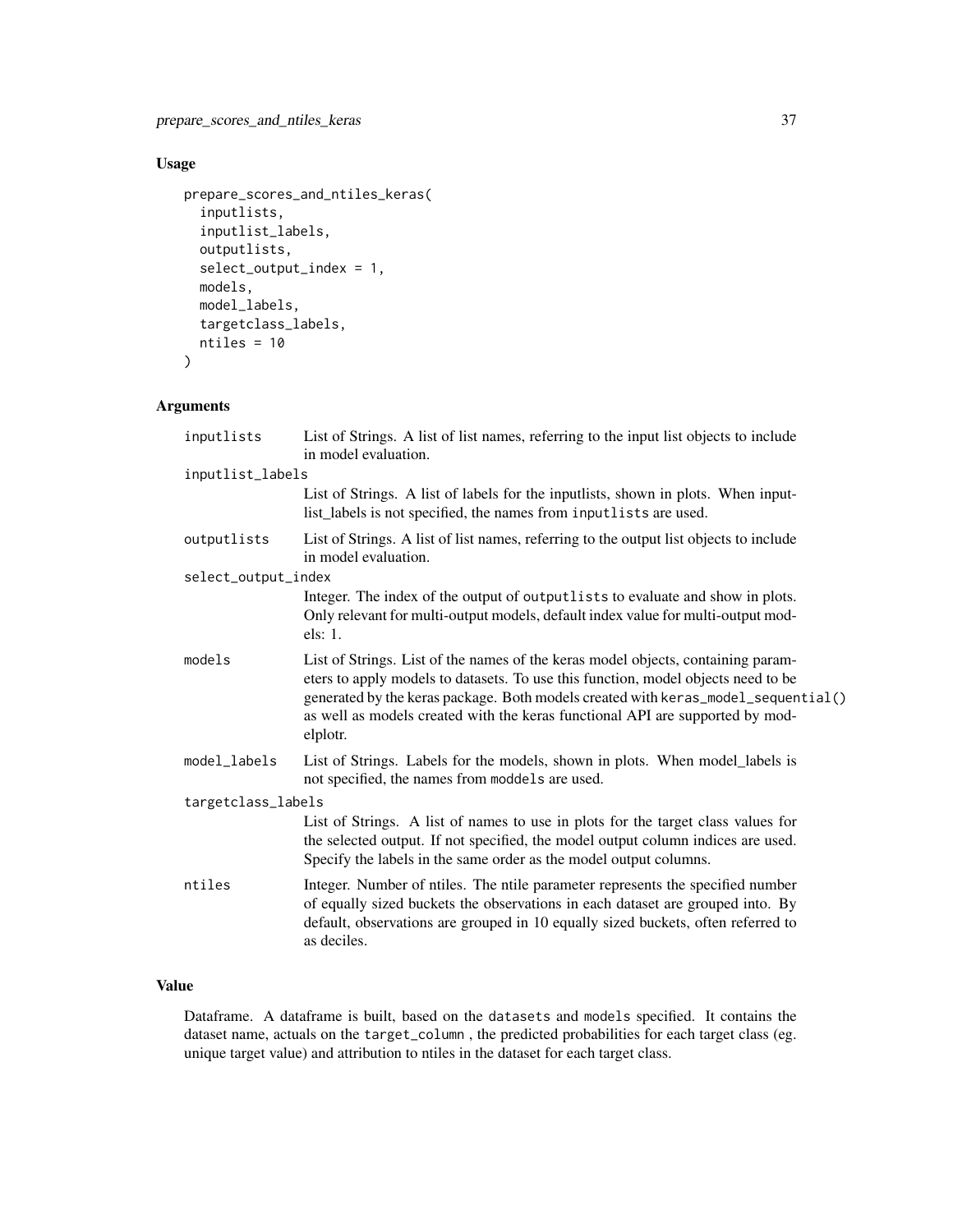## Usage

```
prepare_scores_and_ntiles_keras(
  inputlists,
  inputlist_labels,
  outputlists,
  select_output_index = 1,
  models,
  model_labels,
  targetclass_labels,
  ntiles = 10
)
```

## Arguments

| | |
|---|---|
| `inputlists` | List of Strings. A list of list names, referring to the input list objects to include in model evaluation. |
| `inputlist_labels` | List of Strings. A list of labels for the inputlists, shown in plots. When inputlist_labels is not specified, the names from `inputlists` are used. |
| `outputlists` | List of Strings. A list of list names, referring to the output list objects to include in model evaluation. |
| `select_output_index` | Integer. The index of the output of `outputlists` to evaluate and show in plots. Only relevant for multi-output models, default index value for multi-output models: 1. |
| `models` | List of Strings. List of the names of the keras model objects, containing parameters to apply models to datasets. To use this function, model objects need to be generated by the keras package. Both models created with `keras_model_sequential()` as well as models created with the keras functional API are supported by modelplotr. |
| `model_labels` | List of Strings. Labels for the models, shown in plots. When model_labels is not specified, the names from `moddels` are used. |
| `targetclass_labels` | List of Strings. A list of names to use in plots for the target class values for the selected output. If not specified, the model output column indices are used. Specify the labels in the same order as the model output columns. |
| `ntiles` | Integer. Number of ntiles. The ntile parameter represents the specified number of equally sized buckets the observations in each dataset are grouped into. By default, observations are grouped in 10 equally sized buckets, often referred to as deciles. |

## Value

Dataframe. A dataframe is built, based on the `datasets` and `models` specified. It contains the dataset name, actuals on the `target_column` , the predicted probabilities for each target class (eg. unique target value) and attribution to ntiles in the dataset for each target class.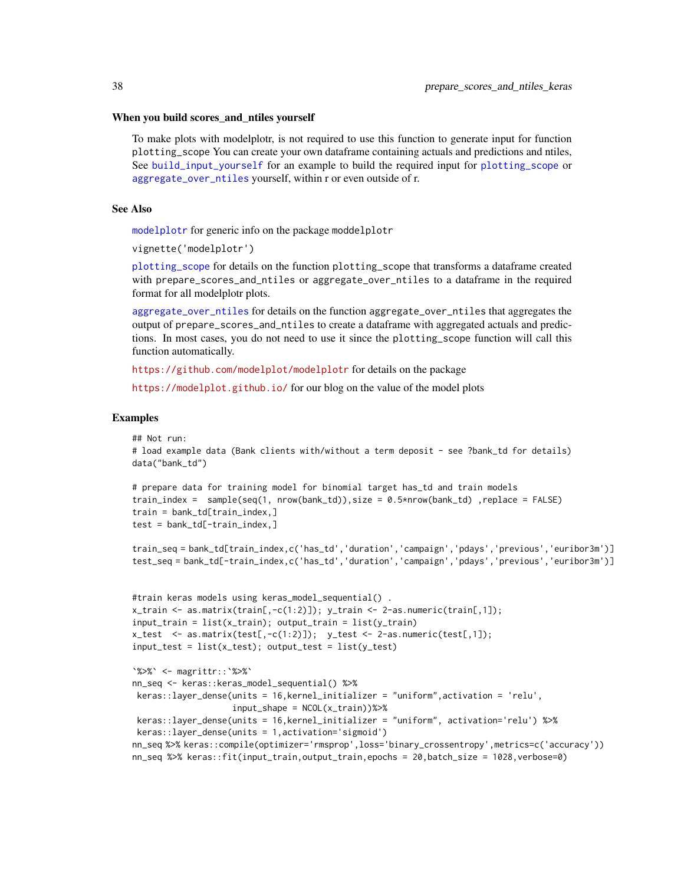### When you build scores_and_ntiles yourself

To make plots with modelplotr, is not required to use this function to generate input for function plotting_scope You can create your own dataframe containing actuals and predictions and ntiles, See build_input_yourself for an example to build the required input for plotting_scope or aggregate_over_ntiles yourself, within r or even outside of r.

### See Also

modelplotr for generic info on the package moddelplotr

vignette('modelplotr')

plotting_scope for details on the function plotting_scope that transforms a dataframe created with prepare_scores_and_ntiles or aggregate_over_ntiles to a dataframe in the required format for all modelplotr plots.

aggregate_over_ntiles for details on the function aggregate_over_ntiles that aggregates the output of prepare_scores_and_ntiles to create a dataframe with aggregated actuals and predictions. In most cases, you do not need to use it since the plotting_scope function will call this function automatically.

https://github.com/modelplot/modelplotr for details on the package

https://modelplot.github.io/ for our blog on the value of the model plots

### Examples

```
## Not run:
# load example data (Bank clients with/without a term deposit - see ?bank_td for details)
data("bank_td")

# prepare data for training model for binomial target has_td and train models
train_index =  sample(seq(1, nrow(bank_td)),size = 0.5*nrow(bank_td) ,replace = FALSE)
train = bank_td[train_index,]
test = bank_td[-train_index,]

train_seq = bank_td[train_index,c('has_td','duration','campaign','pdays','previous','euribor3m')]
test_seq = bank_td[-train_index,c('has_td','duration','campaign','pdays','previous','euribor3m')]


#train keras models using keras_model_sequential() .
x_train <- as.matrix(train[,-c(1:2)]); y_train <- 2-as.numeric(train[,1]);
input_train = list(x_train); output_train = list(y_train)
x_test  <- as.matrix(test[,-c(1:2)]);  y_test <- 2-as.numeric(test[,1]);
input_test = list(x_test); output_test = list(y_test)

`%>%` <- magrittr::`%>%`
nn_seq <- keras::keras_model_sequential() %>%
 keras::layer_dense(units = 16,kernel_initializer = "uniform",activation = 'relu',
                    input_shape = NCOL(x_train))%>%
 keras::layer_dense(units = 16,kernel_initializer = "uniform", activation='relu') %>%
 keras::layer_dense(units = 1,activation='sigmoid')
nn_seq %>% keras::compile(optimizer='rmsprop',loss='binary_crossentropy',metrics=c('accuracy'))
nn_seq %>% keras::fit(input_train,output_train,epochs = 20,batch_size = 1028,verbose=0)
```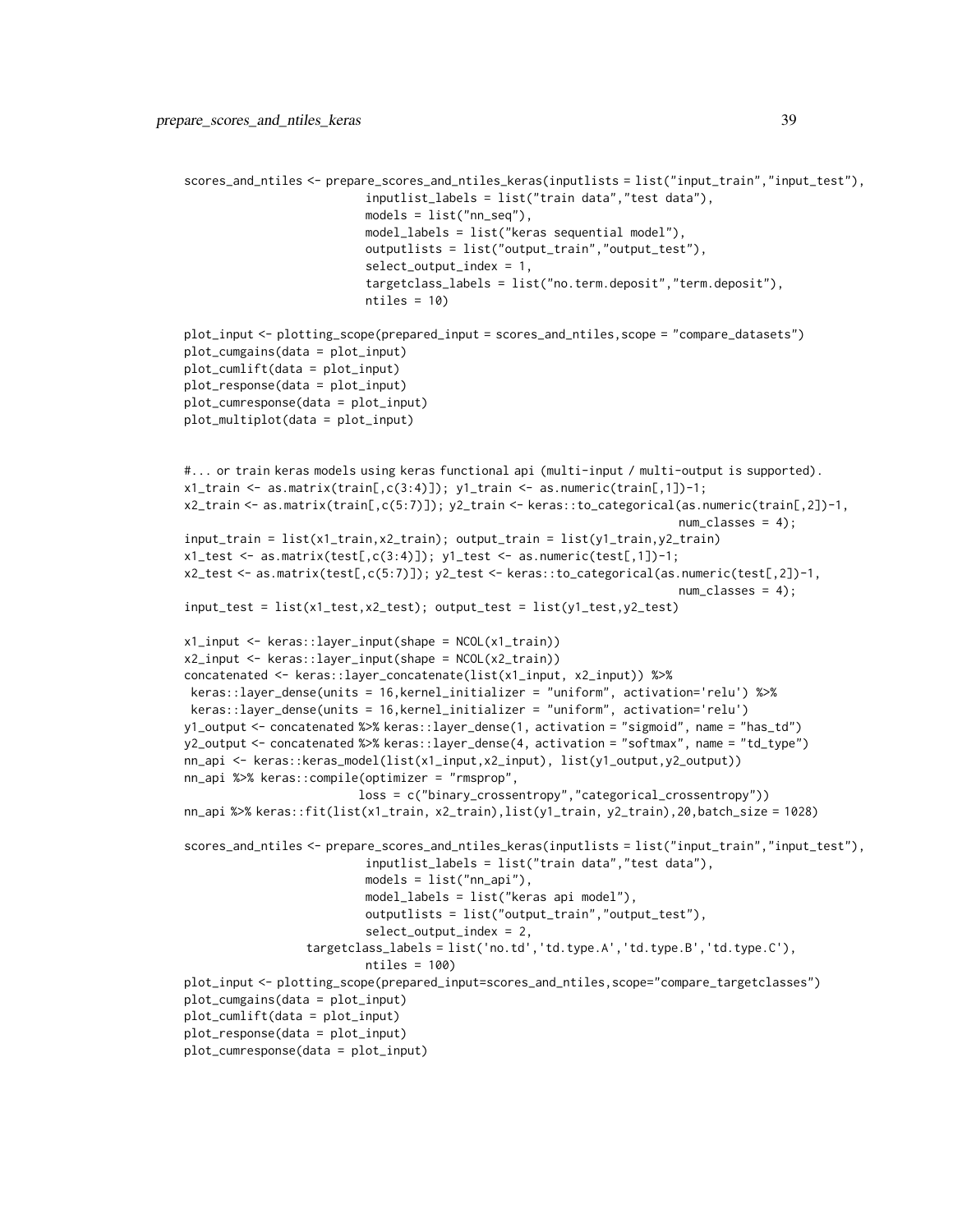```
scores_and_ntiles <- prepare_scores_and_ntiles_keras(inputlists = list("input_train","input_test"),
                         inputlist_labels = list("train data","test data"),
                         models = list("nn_seq"),
                         model_labels = list("keras sequential model"),
                         outputlists = list("output_train","output_test"),
                         select_output_index = 1,
                         targetclass_labels = list("no.term.deposit","term.deposit"),
                         ntiles = 10)

plot_input <- plotting_scope(prepared_input = scores_and_ntiles,scope = "compare_datasets")
plot_cumgains(data = plot_input)
plot_cumlift(data = plot_input)
plot_response(data = plot_input)
plot_cumresponse(data = plot_input)
plot_multiplot(data = plot_input)


#... or train keras models using keras functional api (multi-input / multi-output is supported).
x1_train <- as.matrix(train[,c(3:4)]); y1_train <- as.numeric(train[,1])-1;
x2_train <- as.matrix(train[,c(5:7)]); y2_train <- keras::to_categorical(as.numeric(train[,2])-1,
                                                                       num_classes = 4);
input_train = list(x1_train,x2_train); output_train = list(y1_train,y2_train)
x1_test <- as.matrix(test[,c(3:4)]); y1_test <- as.numeric(test[,1])-1;
x2_test <- as.matrix(test[,c(5:7)]); y2_test <- keras::to_categorical(as.numeric(test[,2])-1,
                                                                       num_classes = 4);
input_test = list(x1_test,x2_test); output_test = list(y1_test,y2_test)

x1_input <- keras::layer_input(shape = NCOL(x1_train))
x2_input <- keras::layer_input(shape = NCOL(x2_train))
concatenated <- keras::layer_concatenate(list(x1_input, x2_input)) %>%
 keras::layer_dense(units = 16,kernel_initializer = "uniform", activation='relu') %>%
 keras::layer_dense(units = 16,kernel_initializer = "uniform", activation='relu')
y1_output <- concatenated %>% keras::layer_dense(1, activation = "sigmoid", name = "has_td")
y2_output <- concatenated %>% keras::layer_dense(4, activation = "softmax", name = "td_type")
nn_api <- keras::keras_model(list(x1_input,x2_input), list(y1_output,y2_output))
nn_api %>% keras::compile(optimizer = "rmsprop",
                        loss = c("binary_crossentropy","categorical_crossentropy"))
nn_api %>% keras::fit(list(x1_train, x2_train),list(y1_train, y2_train),20,batch_size = 1028)

scores_and_ntiles <- prepare_scores_and_ntiles_keras(inputlists = list("input_train","input_test"),
                         inputlist_labels = list("train data","test data"),
                         models = list("nn_api"),
                         model_labels = list("keras api model"),
                         outputlists = list("output_train","output_test"),
                         select_output_index = 2,
                  targetclass_labels = list('no.td','td.type.A','td.type.B','td.type.C'),
                         ntiles = 100)
plot_input <- plotting_scope(prepared_input=scores_and_ntiles,scope="compare_targetclasses")
plot_cumgains(data = plot_input)
plot_cumlift(data = plot_input)
plot_response(data = plot_input)
plot_cumresponse(data = plot_input)
```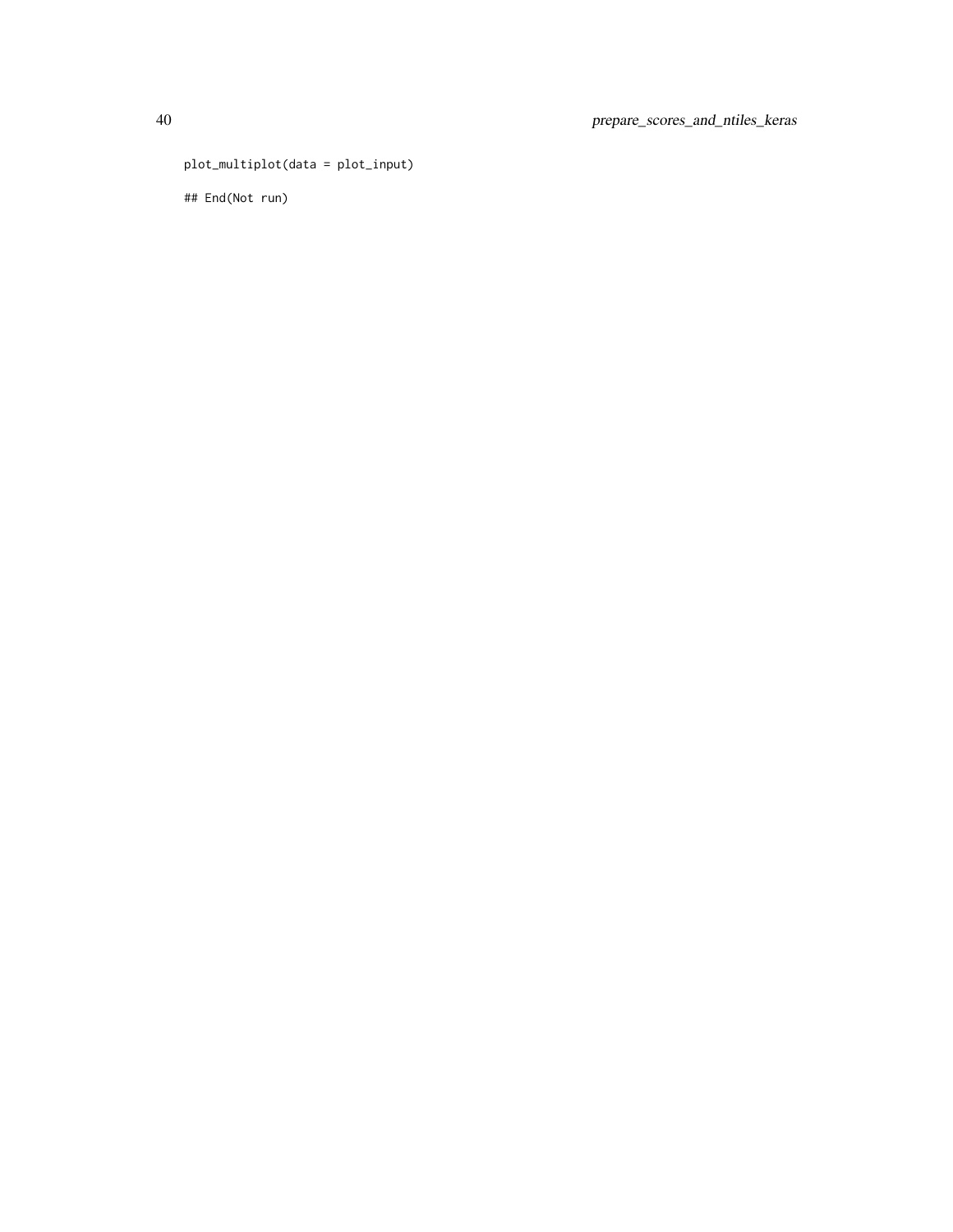```
plot_multiplot(data = plot_input)

## End(Not run)
```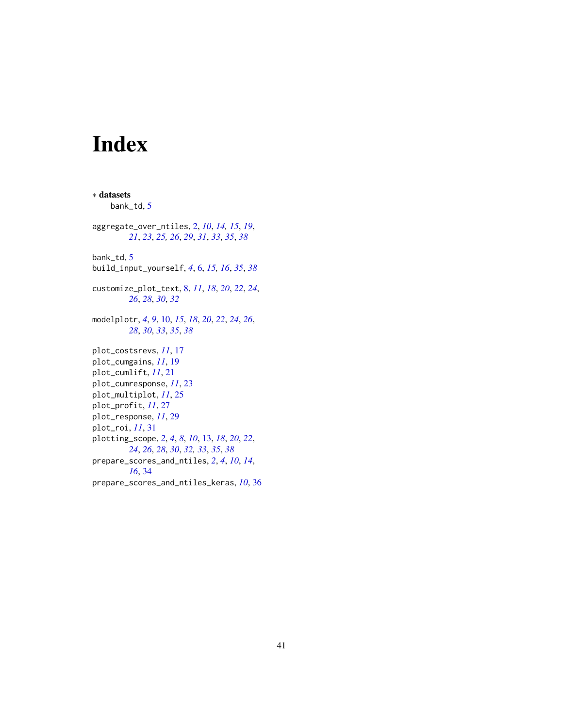# Index

∗ **datasets**

bank_td, 5

aggregate_over_ntiles, 2, *10*, *14, 15*, *19*, *21*, *23*, *25, 26*, *29*, *31*, *33*, *35*, *38*

bank_td, 5

build_input_yourself, *4*, 6, *15, 16*, *35*, *38*

customize_plot_text, 8, *11*, *18*, *20*, *22*, *24*, *26*, *28*, *30*, *32*

modelplotr, *4*, *9*, 10, *15*, *18*, *20*, *22*, *24*, *26*, *28*, *30*, *33*, *35*, *38*

plot_costsrevs, *11*, 17

plot_cumgains, *11*, 19

plot_cumlift, *11*, 21

plot_cumresponse, *11*, 23

plot_multiplot, *11*, 25

plot_profit, *11*, 27

plot_response, *11*, 29

plot_roi, *11*, 31

plotting_scope, *2*, *4*, *8*, *10*, 13, *18*, *20*, *22*, *24*, *26*, *28*, *30*, *32, 33*, *35*, *38*

prepare_scores_and_ntiles, *2*, *4*, *10*, *14*, *16*, 34

prepare_scores_and_ntiles_keras, *10*, 36